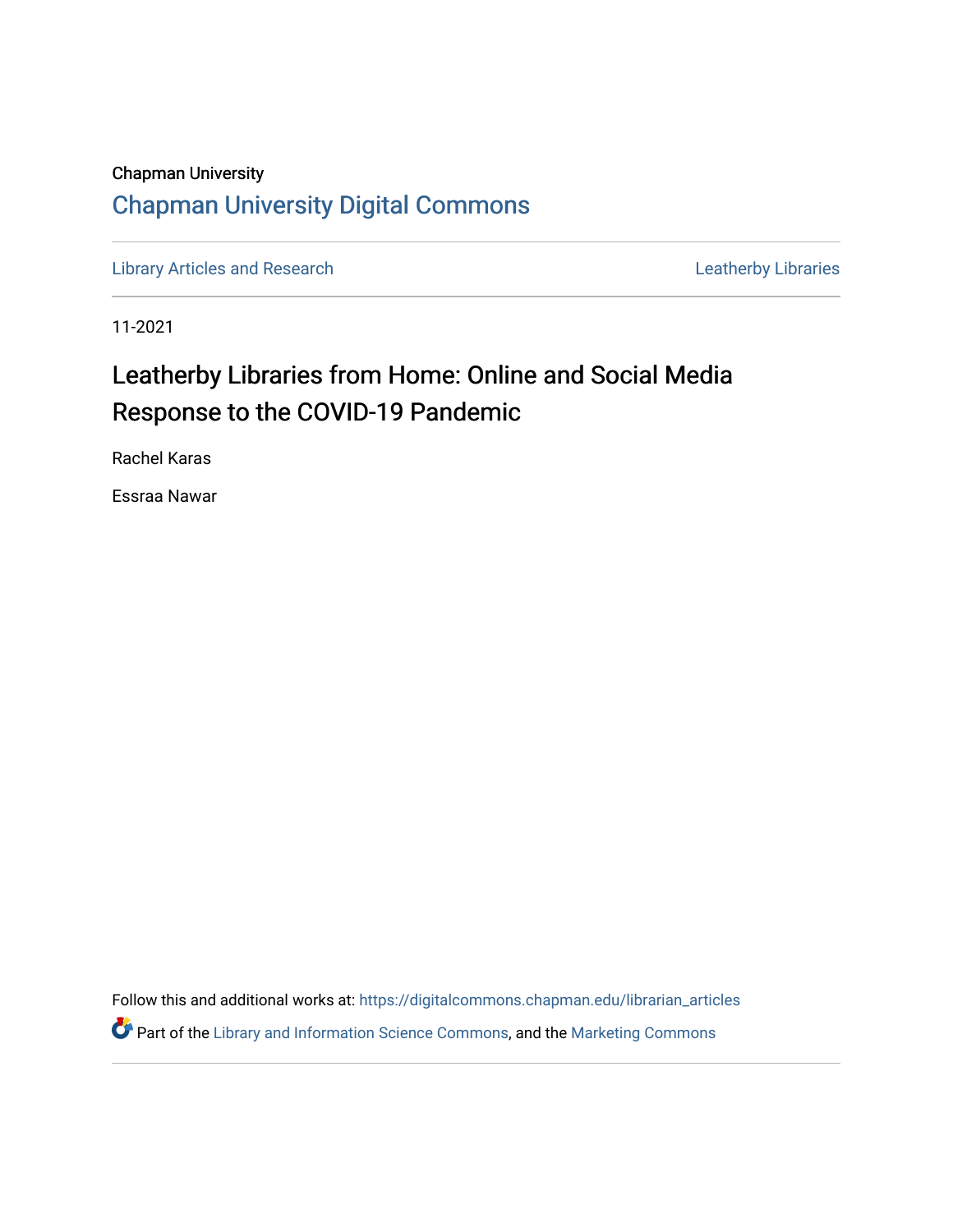Chapman University

Chapman University Digital Commons

Library Articles and Research

Leatherby Libraries

11-2021

# Leatherby Libraries from Home: Online and Social Media Response to the COVID-19 Pandemic

Rachel Karas

Essraa Nawar

Follow this and additional works at: https://digitalcommons.chapman.edu/librarian_articles

Part of the Library and Information Science Commons, and the Marketing Commons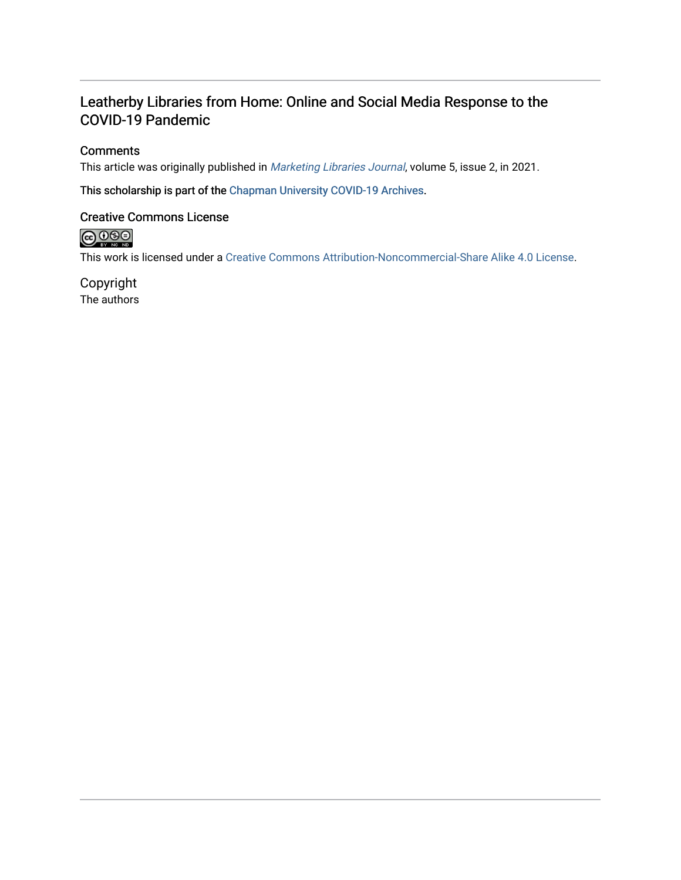# Leatherby Libraries from Home: Online and Social Media Response to the COVID-19 Pandemic

## Comments

This article was originally published in *Marketing Libraries Journal*, volume 5, issue 2, in 2021.

This scholarship is part of the Chapman University COVID-19 Archives.

## Creative Commons License

This work is licensed under a Creative Commons Attribution-Noncommercial-Share Alike 4.0 License.

## Copyright

The authors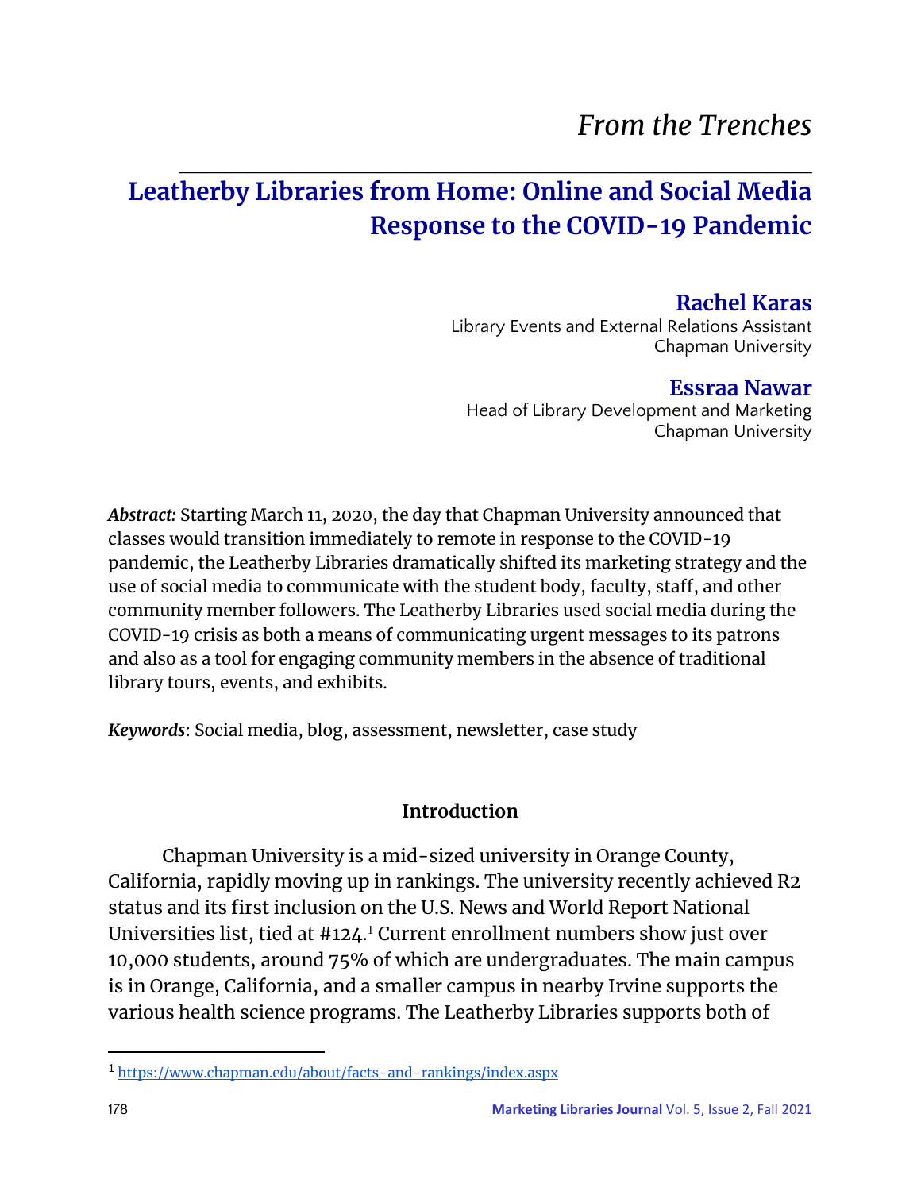*From the Trenches*

# Leatherby Libraries from Home: Online and Social Media Response to the COVID-19 Pandemic

**Rachel Karas**
Library Events and External Relations Assistant
Chapman University

**Essraa Nawar**
Head of Library Development and Marketing
Chapman University

***Abstract:*** Starting March 11, 2020, the day that Chapman University announced that classes would transition immediately to remote in response to the COVID-19 pandemic, the Leatherby Libraries dramatically shifted its marketing strategy and the use of social media to communicate with the student body, faculty, staff, and other community member followers. The Leatherby Libraries used social media during the COVID-19 crisis as both a means of communicating urgent messages to its patrons and also as a tool for engaging community members in the absence of traditional library tours, events, and exhibits.

***Keywords***: Social media, blog, assessment, newsletter, case study

## Introduction

Chapman University is a mid-sized university in Orange County, California, rapidly moving up in rankings. The university recently achieved R2 status and its first inclusion on the U.S. News and World Report National Universities list, tied at #124.[1] Current enrollment numbers show just over 10,000 students, around 75% of which are undergraduates. The main campus is in Orange, California, and a smaller campus in nearby Irvine supports the various health science programs. The Leatherby Libraries supports both of

[1] https://www.chapman.edu/about/facts-and-rankings/index.aspx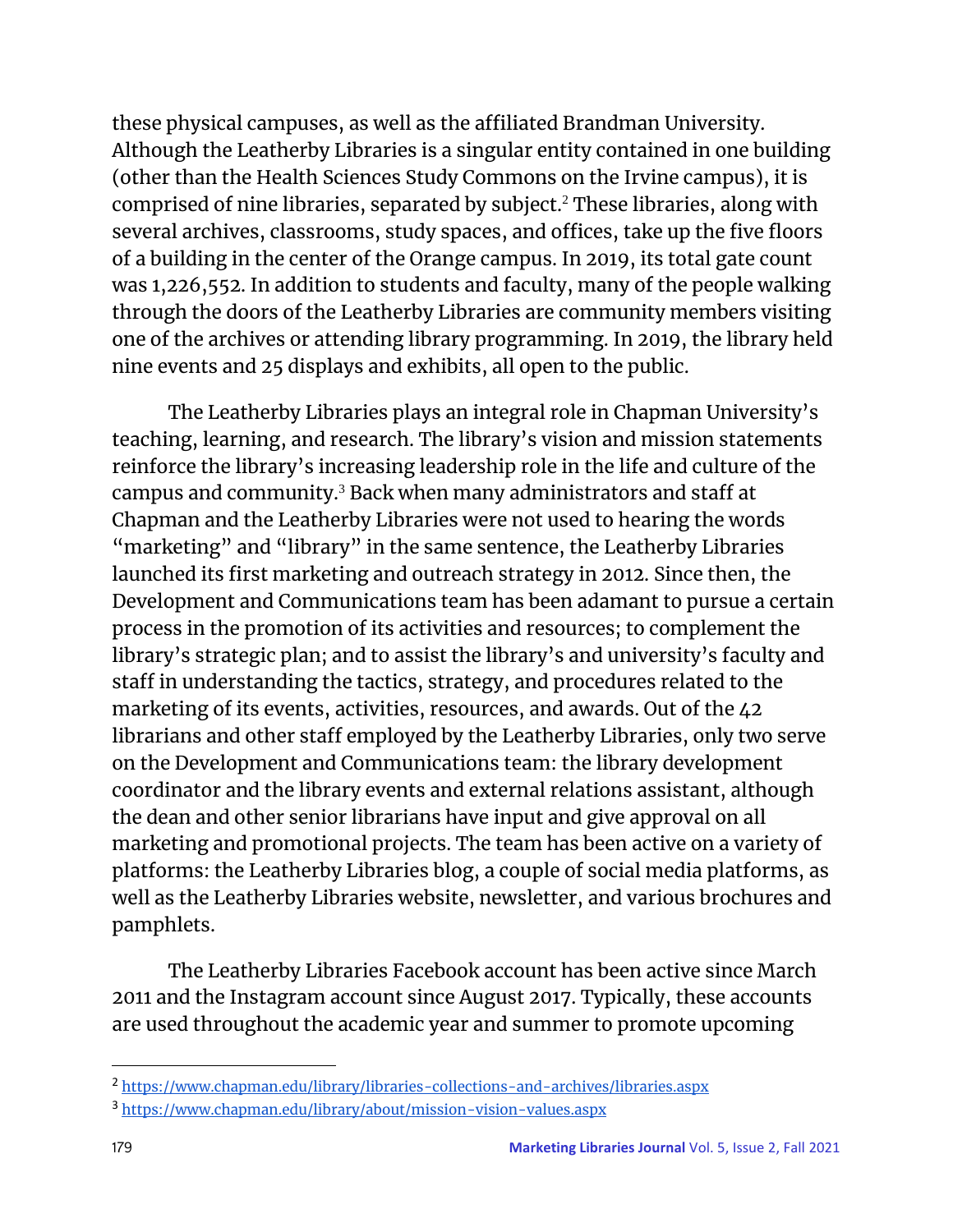these physical campuses, as well as the affiliated Brandman University. Although the Leatherby Libraries is a singular entity contained in one building (other than the Health Sciences Study Commons on the Irvine campus), it is comprised of nine libraries, separated by subject.[2] These libraries, along with several archives, classrooms, study spaces, and offices, take up the five floors of a building in the center of the Orange campus. In 2019, its total gate count was 1,226,552. In addition to students and faculty, many of the people walking through the doors of the Leatherby Libraries are community members visiting one of the archives or attending library programming. In 2019, the library held nine events and 25 displays and exhibits, all open to the public.

The Leatherby Libraries plays an integral role in Chapman University's teaching, learning, and research. The library's vision and mission statements reinforce the library's increasing leadership role in the life and culture of the campus and community.[3] Back when many administrators and staff at Chapman and the Leatherby Libraries were not used to hearing the words "marketing" and "library" in the same sentence, the Leatherby Libraries launched its first marketing and outreach strategy in 2012. Since then, the Development and Communications team has been adamant to pursue a certain process in the promotion of its activities and resources; to complement the library's strategic plan; and to assist the library's and university's faculty and staff in understanding the tactics, strategy, and procedures related to the marketing of its events, activities, resources, and awards. Out of the 42 librarians and other staff employed by the Leatherby Libraries, only two serve on the Development and Communications team: the library development coordinator and the library events and external relations assistant, although the dean and other senior librarians have input and give approval on all marketing and promotional projects. The team has been active on a variety of platforms: the Leatherby Libraries blog, a couple of social media platforms, as well as the Leatherby Libraries website, newsletter, and various brochures and pamphlets.

The Leatherby Libraries Facebook account has been active since March 2011 and the Instagram account since August 2017. Typically, these accounts are used throughout the academic year and summer to promote upcoming

---

[2] https://www.chapman.edu/library/libraries-collections-and-archives/libraries.aspx

[3] https://www.chapman.edu/library/about/mission-vision-values.aspx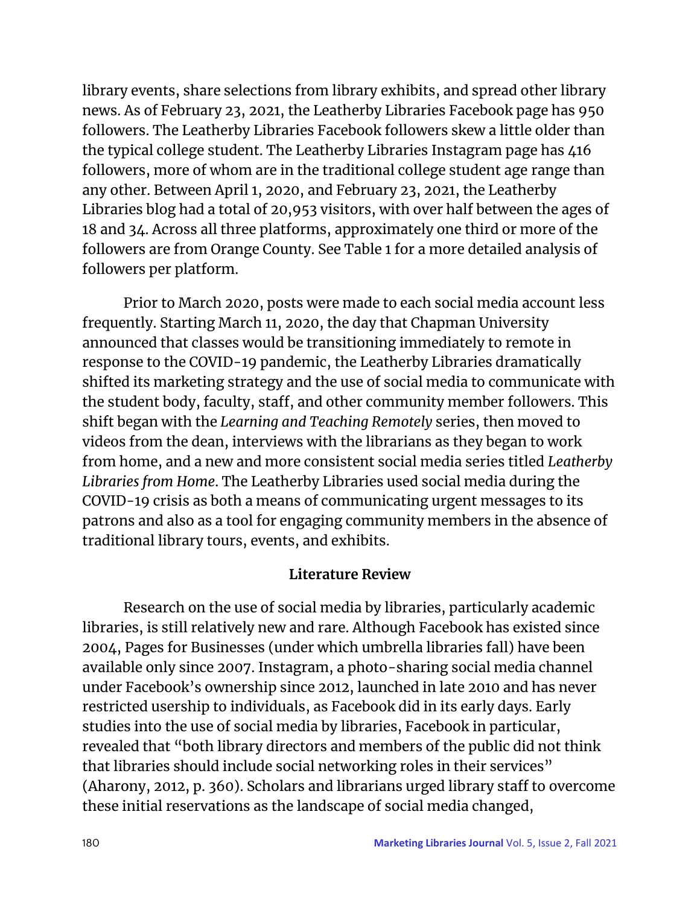library events, share selections from library exhibits, and spread other library news. As of February 23, 2021, the Leatherby Libraries Facebook page has 950 followers. The Leatherby Libraries Facebook followers skew a little older than the typical college student. The Leatherby Libraries Instagram page has 416 followers, more of whom are in the traditional college student age range than any other. Between April 1, 2020, and February 23, 2021, the Leatherby Libraries blog had a total of 20,953 visitors, with over half between the ages of 18 and 34. Across all three platforms, approximately one third or more of the followers are from Orange County. See Table 1 for a more detailed analysis of followers per platform.

Prior to March 2020, posts were made to each social media account less frequently. Starting March 11, 2020, the day that Chapman University announced that classes would be transitioning immediately to remote in response to the COVID-19 pandemic, the Leatherby Libraries dramatically shifted its marketing strategy and the use of social media to communicate with the student body, faculty, staff, and other community member followers. This shift began with the *Learning and Teaching Remotely* series, then moved to videos from the dean, interviews with the librarians as they began to work from home, and a new and more consistent social media series titled *Leatherby Libraries from Home*. The Leatherby Libraries used social media during the COVID-19 crisis as both a means of communicating urgent messages to its patrons and also as a tool for engaging community members in the absence of traditional library tours, events, and exhibits.

## Literature Review

Research on the use of social media by libraries, particularly academic libraries, is still relatively new and rare. Although Facebook has existed since 2004, Pages for Businesses (under which umbrella libraries fall) have been available only since 2007. Instagram, a photo-sharing social media channel under Facebook's ownership since 2012, launched in late 2010 and has never restricted usership to individuals, as Facebook did in its early days. Early studies into the use of social media by libraries, Facebook in particular, revealed that "both library directors and members of the public did not think that libraries should include social networking roles in their services" (Aharony, 2012, p. 360). Scholars and librarians urged library staff to overcome these initial reservations as the landscape of social media changed,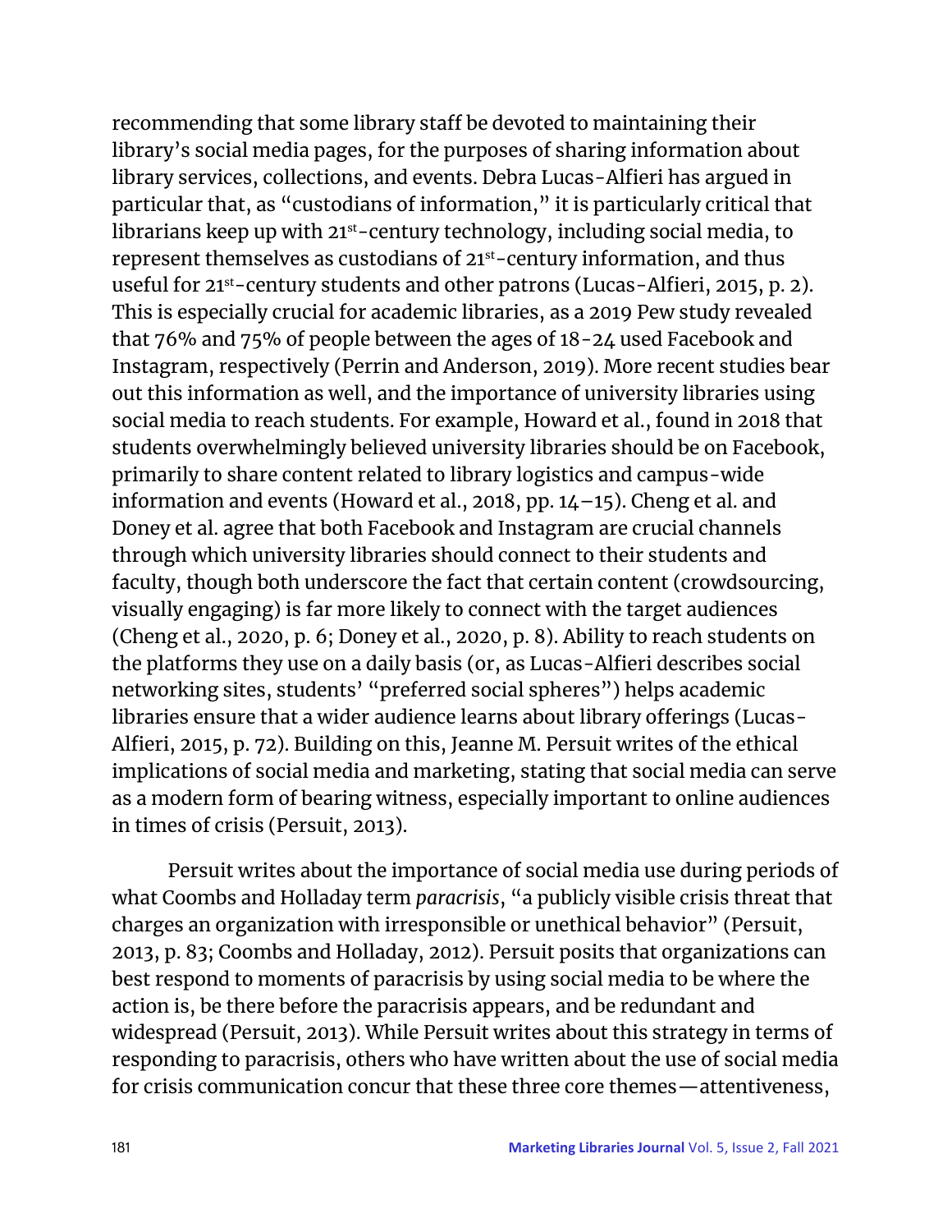recommending that some library staff be devoted to maintaining their library's social media pages, for the purposes of sharing information about library services, collections, and events. Debra Lucas-Alfieri has argued in particular that, as "custodians of information," it is particularly critical that librarians keep up with 21st-century technology, including social media, to represent themselves as custodians of 21st-century information, and thus useful for 21st-century students and other patrons (Lucas-Alfieri, 2015, p. 2). This is especially crucial for academic libraries, as a 2019 Pew study revealed that 76% and 75% of people between the ages of 18-24 used Facebook and Instagram, respectively (Perrin and Anderson, 2019). More recent studies bear out this information as well, and the importance of university libraries using social media to reach students. For example, Howard et al., found in 2018 that students overwhelmingly believed university libraries should be on Facebook, primarily to share content related to library logistics and campus-wide information and events (Howard et al., 2018, pp. 14–15). Cheng et al. and Doney et al. agree that both Facebook and Instagram are crucial channels through which university libraries should connect to their students and faculty, though both underscore the fact that certain content (crowdsourcing, visually engaging) is far more likely to connect with the target audiences (Cheng et al., 2020, p. 6; Doney et al., 2020, p. 8). Ability to reach students on the platforms they use on a daily basis (or, as Lucas-Alfieri describes social networking sites, students' "preferred social spheres") helps academic libraries ensure that a wider audience learns about library offerings (Lucas-Alfieri, 2015, p. 72). Building on this, Jeanne M. Persuit writes of the ethical implications of social media and marketing, stating that social media can serve as a modern form of bearing witness, especially important to online audiences in times of crisis (Persuit, 2013).

Persuit writes about the importance of social media use during periods of what Coombs and Holladay term *paracrisis*, "a publicly visible crisis threat that charges an organization with irresponsible or unethical behavior" (Persuit, 2013, p. 83; Coombs and Holladay, 2012). Persuit posits that organizations can best respond to moments of paracrisis by using social media to be where the action is, be there before the paracrisis appears, and be redundant and widespread (Persuit, 2013). While Persuit writes about this strategy in terms of responding to paracrisis, others who have written about the use of social media for crisis communication concur that these three core themes—attentiveness,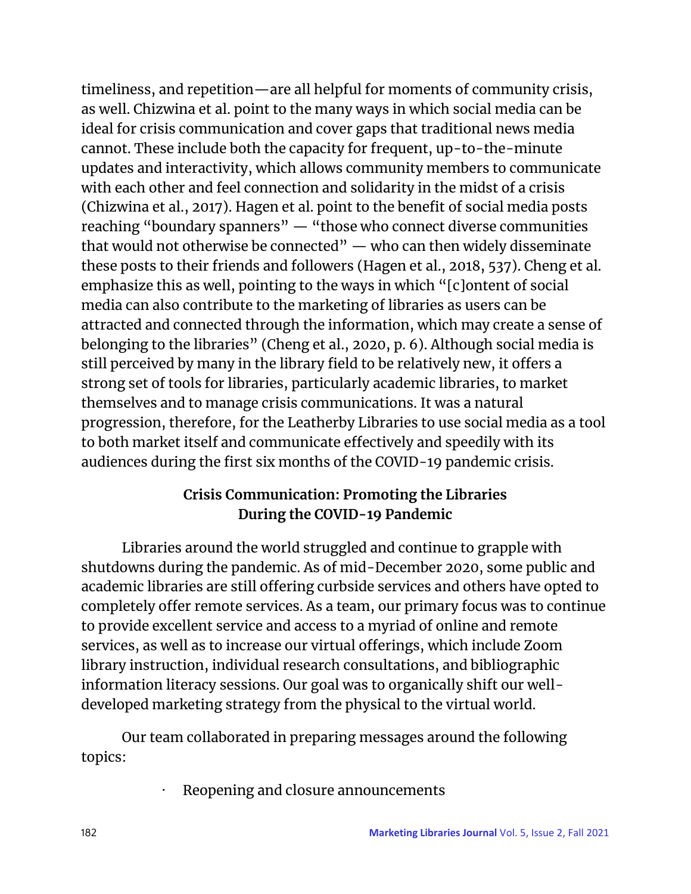timeliness, and repetition—are all helpful for moments of community crisis, as well. Chizwina et al. point to the many ways in which social media can be ideal for crisis communication and cover gaps that traditional news media cannot. These include both the capacity for frequent, up-to-the-minute updates and interactivity, which allows community members to communicate with each other and feel connection and solidarity in the midst of a crisis (Chizwina et al., 2017). Hagen et al. point to the benefit of social media posts reaching "boundary spanners" — "those who connect diverse communities that would not otherwise be connected" — who can then widely disseminate these posts to their friends and followers (Hagen et al., 2018, 537). Cheng et al. emphasize this as well, pointing to the ways in which "[c]ontent of social media can also contribute to the marketing of libraries as users can be attracted and connected through the information, which may create a sense of belonging to the libraries" (Cheng et al., 2020, p. 6). Although social media is still perceived by many in the library field to be relatively new, it offers a strong set of tools for libraries, particularly academic libraries, to market themselves and to manage crisis communications. It was a natural progression, therefore, for the Leatherby Libraries to use social media as a tool to both market itself and communicate effectively and speedily with its audiences during the first six months of the COVID-19 pandemic crisis.

## Crisis Communication: Promoting the Libraries During the COVID-19 Pandemic

Libraries around the world struggled and continue to grapple with shutdowns during the pandemic. As of mid-December 2020, some public and academic libraries are still offering curbside services and others have opted to completely offer remote services. As a team, our primary focus was to continue to provide excellent service and access to a myriad of online and remote services, as well as to increase our virtual offerings, which include Zoom library instruction, individual research consultations, and bibliographic information literacy sessions. Our goal was to organically shift our well-developed marketing strategy from the physical to the virtual world.

Our team collaborated in preparing messages around the following topics:

- Reopening and closure announcements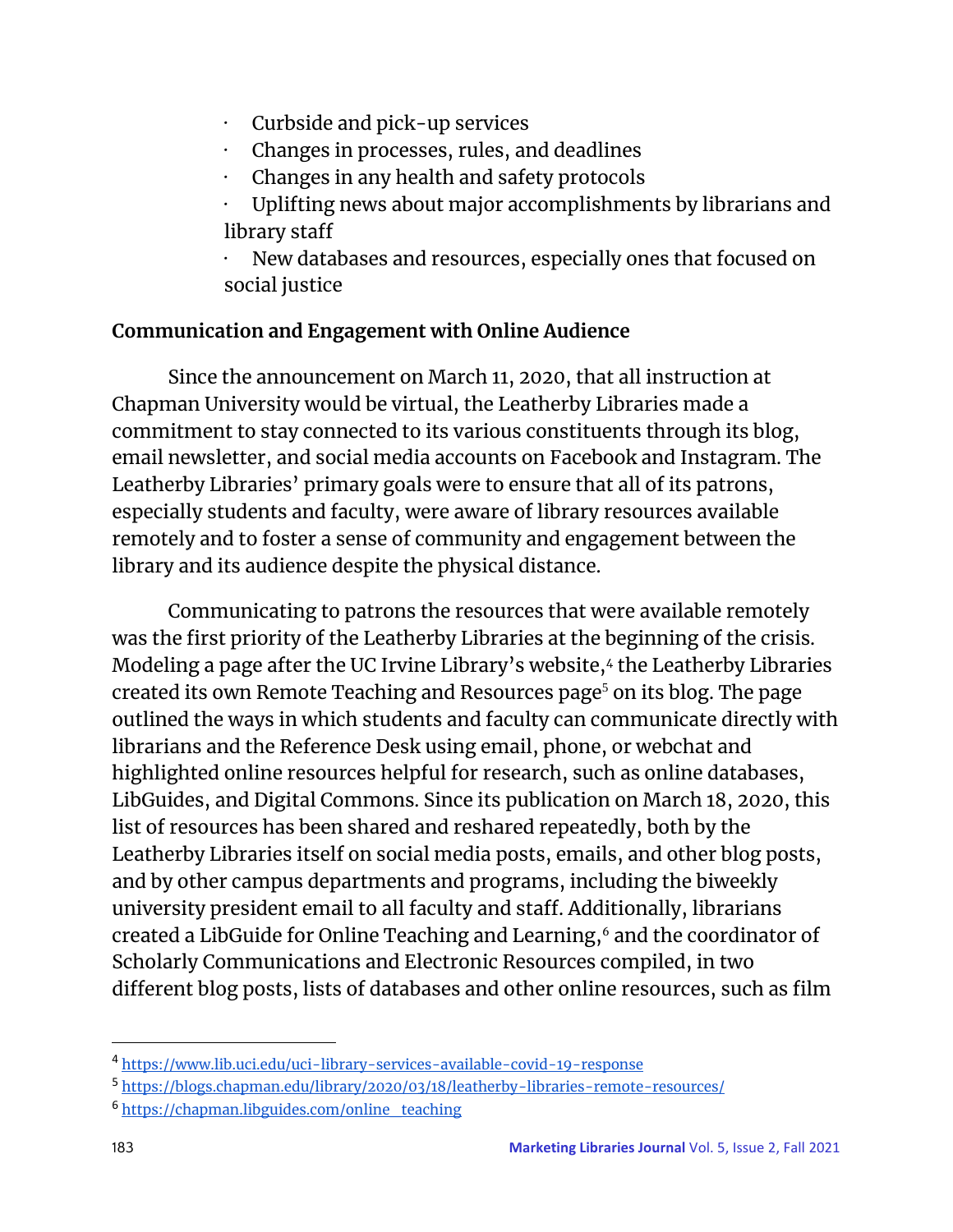- Curbside and pick-up services
- Changes in processes, rules, and deadlines
- Changes in any health and safety protocols
- Uplifting news about major accomplishments by librarians and library staff
- New databases and resources, especially ones that focused on social justice

**Communication and Engagement with Online Audience**

Since the announcement on March 11, 2020, that all instruction at Chapman University would be virtual, the Leatherby Libraries made a commitment to stay connected to its various constituents through its blog, email newsletter, and social media accounts on Facebook and Instagram. The Leatherby Libraries' primary goals were to ensure that all of its patrons, especially students and faculty, were aware of library resources available remotely and to foster a sense of community and engagement between the library and its audience despite the physical distance.

Communicating to patrons the resources that were available remotely was the first priority of the Leatherby Libraries at the beginning of the crisis. Modeling a page after the UC Irvine Library's website,[4] the Leatherby Libraries created its own Remote Teaching and Resources page[5] on its blog. The page outlined the ways in which students and faculty can communicate directly with librarians and the Reference Desk using email, phone, or webchat and highlighted online resources helpful for research, such as online databases, LibGuides, and Digital Commons. Since its publication on March 18, 2020, this list of resources has been shared and reshared repeatedly, both by the Leatherby Libraries itself on social media posts, emails, and other blog posts, and by other campus departments and programs, including the biweekly university president email to all faculty and staff. Additionally, librarians created a LibGuide for Online Teaching and Learning,[6] and the coordinator of Scholarly Communications and Electronic Resources compiled, in two different blog posts, lists of databases and other online resources, such as film

---

[4] https://www.lib.uci.edu/uci-library-services-available-covid-19-response

[5] https://blogs.chapman.edu/library/2020/03/18/leatherby-libraries-remote-resources/

[6] https://chapman.libguides.com/online_teaching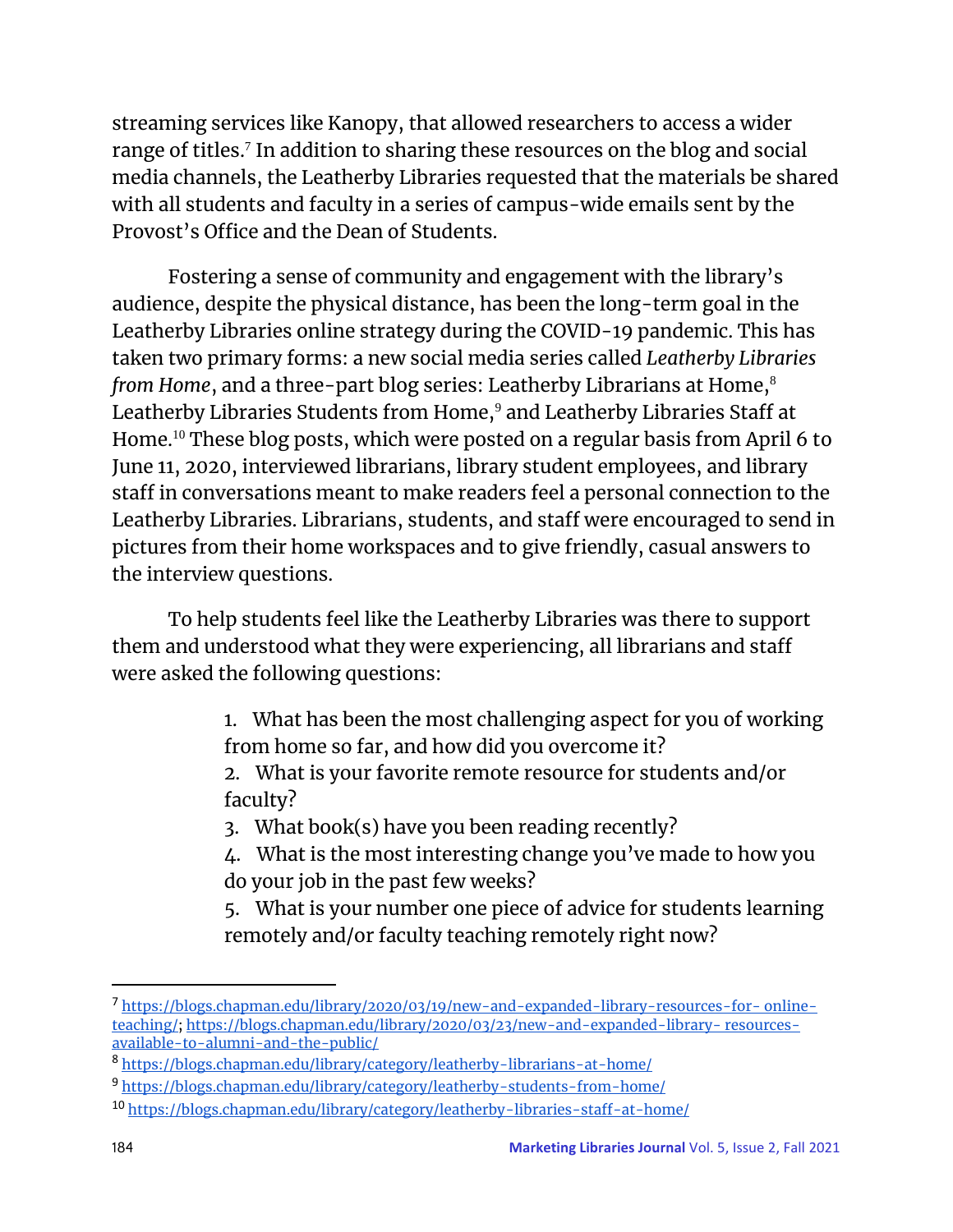streaming services like Kanopy, that allowed researchers to access a wider range of titles.[7] In addition to sharing these resources on the blog and social media channels, the Leatherby Libraries requested that the materials be shared with all students and faculty in a series of campus-wide emails sent by the Provost's Office and the Dean of Students.

Fostering a sense of community and engagement with the library's audience, despite the physical distance, has been the long-term goal in the Leatherby Libraries online strategy during the COVID-19 pandemic. This has taken two primary forms: a new social media series called *Leatherby Libraries from Home*, and a three-part blog series: Leatherby Librarians at Home,[8] Leatherby Libraries Students from Home,[9] and Leatherby Libraries Staff at Home.[10] These blog posts, which were posted on a regular basis from April 6 to June 11, 2020, interviewed librarians, library student employees, and library staff in conversations meant to make readers feel a personal connection to the Leatherby Libraries. Librarians, students, and staff were encouraged to send in pictures from their home workspaces and to give friendly, casual answers to the interview questions.

To help students feel like the Leatherby Libraries was there to support them and understood what they were experiencing, all librarians and staff were asked the following questions:

1. What has been the most challenging aspect for you of working from home so far, and how did you overcome it?
2. What is your favorite remote resource for students and/or faculty?
3. What book(s) have you been reading recently?
4. What is the most interesting change you've made to how you do your job in the past few weeks?
5. What is your number one piece of advice for students learning remotely and/or faculty teaching remotely right now?

---

[7] https://blogs.chapman.edu/library/2020/03/19/new-and-expanded-library-resources-for- online-teaching/; https://blogs.chapman.edu/library/2020/03/23/new-and-expanded-library- resources-available-to-alumni-and-the-public/

[8] https://blogs.chapman.edu/library/category/leatherby-librarians-at-home/

[9] https://blogs.chapman.edu/library/category/leatherby-students-from-home/

[10] https://blogs.chapman.edu/library/category/leatherby-libraries-staff-at-home/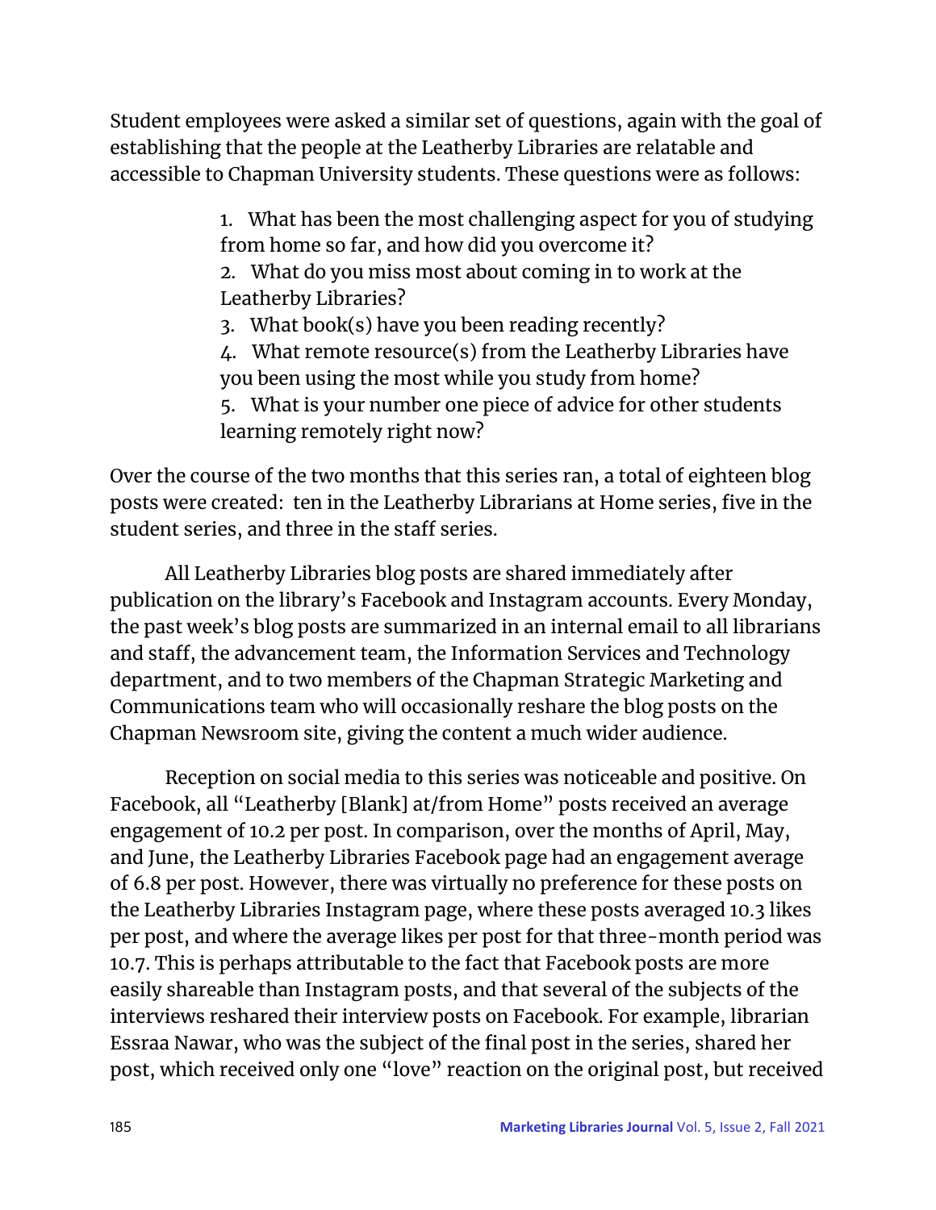Student employees were asked a similar set of questions, again with the goal of establishing that the people at the Leatherby Libraries are relatable and accessible to Chapman University students. These questions were as follows:

1. What has been the most challenging aspect for you of studying from home so far, and how did you overcome it?
2. What do you miss most about coming in to work at the Leatherby Libraries?
3. What book(s) have you been reading recently?
4. What remote resource(s) from the Leatherby Libraries have you been using the most while you study from home?
5. What is your number one piece of advice for other students learning remotely right now?

Over the course of the two months that this series ran, a total of eighteen blog posts were created: ten in the Leatherby Librarians at Home series, five in the student series, and three in the staff series.

All Leatherby Libraries blog posts are shared immediately after publication on the library's Facebook and Instagram accounts. Every Monday, the past week's blog posts are summarized in an internal email to all librarians and staff, the advancement team, the Information Services and Technology department, and to two members of the Chapman Strategic Marketing and Communications team who will occasionally reshare the blog posts on the Chapman Newsroom site, giving the content a much wider audience.

Reception on social media to this series was noticeable and positive. On Facebook, all "Leatherby [Blank] at/from Home" posts received an average engagement of 10.2 per post. In comparison, over the months of April, May, and June, the Leatherby Libraries Facebook page had an engagement average of 6.8 per post. However, there was virtually no preference for these posts on the Leatherby Libraries Instagram page, where these posts averaged 10.3 likes per post, and where the average likes per post for that three-month period was 10.7. This is perhaps attributable to the fact that Facebook posts are more easily shareable than Instagram posts, and that several of the subjects of the interviews reshared their interview posts on Facebook. For example, librarian Essraa Nawar, who was the subject of the final post in the series, shared her post, which received only one "love" reaction on the original post, but received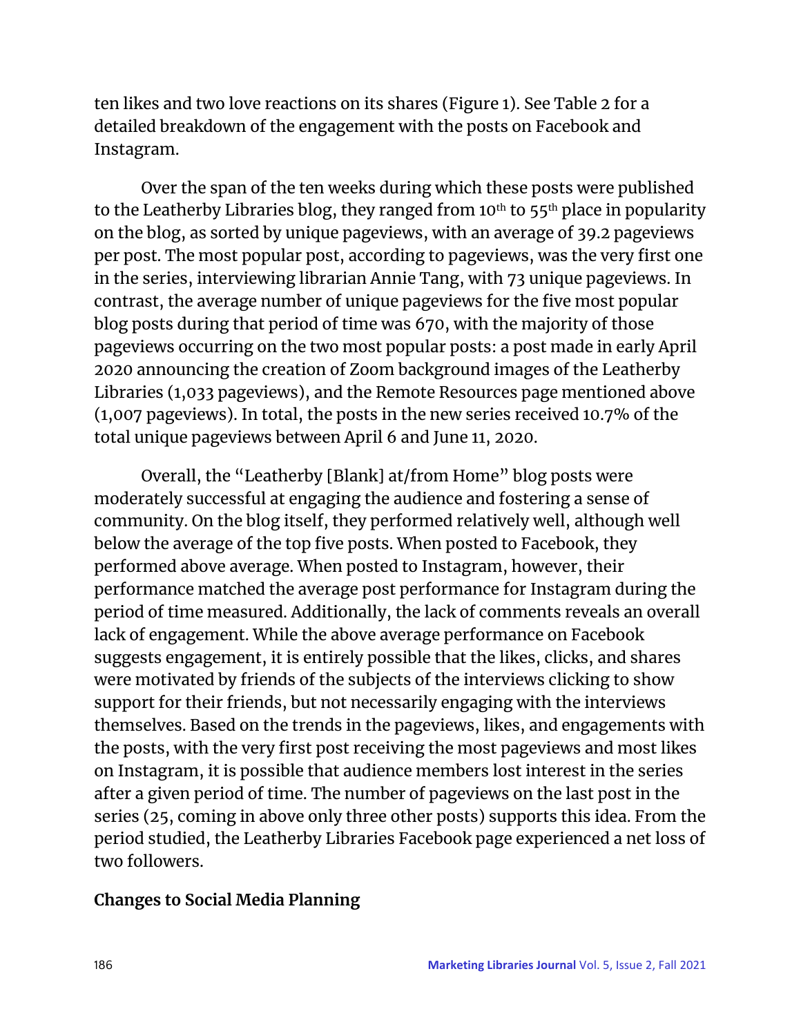ten likes and two love reactions on its shares (Figure 1). See Table 2 for a detailed breakdown of the engagement with the posts on Facebook and Instagram.

Over the span of the ten weeks during which these posts were published to the Leatherby Libraries blog, they ranged from 10th to 55th place in popularity on the blog, as sorted by unique pageviews, with an average of 39.2 pageviews per post. The most popular post, according to pageviews, was the very first one in the series, interviewing librarian Annie Tang, with 73 unique pageviews. In contrast, the average number of unique pageviews for the five most popular blog posts during that period of time was 670, with the majority of those pageviews occurring on the two most popular posts: a post made in early April 2020 announcing the creation of Zoom background images of the Leatherby Libraries (1,033 pageviews), and the Remote Resources page mentioned above (1,007 pageviews). In total, the posts in the new series received 10.7% of the total unique pageviews between April 6 and June 11, 2020.

Overall, the "Leatherby [Blank] at/from Home" blog posts were moderately successful at engaging the audience and fostering a sense of community. On the blog itself, they performed relatively well, although well below the average of the top five posts. When posted to Facebook, they performed above average. When posted to Instagram, however, their performance matched the average post performance for Instagram during the period of time measured. Additionally, the lack of comments reveals an overall lack of engagement. While the above average performance on Facebook suggests engagement, it is entirely possible that the likes, clicks, and shares were motivated by friends of the subjects of the interviews clicking to show support for their friends, but not necessarily engaging with the interviews themselves. Based on the trends in the pageviews, likes, and engagements with the posts, with the very first post receiving the most pageviews and most likes on Instagram, it is possible that audience members lost interest in the series after a given period of time. The number of pageviews on the last post in the series (25, coming in above only three other posts) supports this idea. From the period studied, the Leatherby Libraries Facebook page experienced a net loss of two followers.

**Changes to Social Media Planning**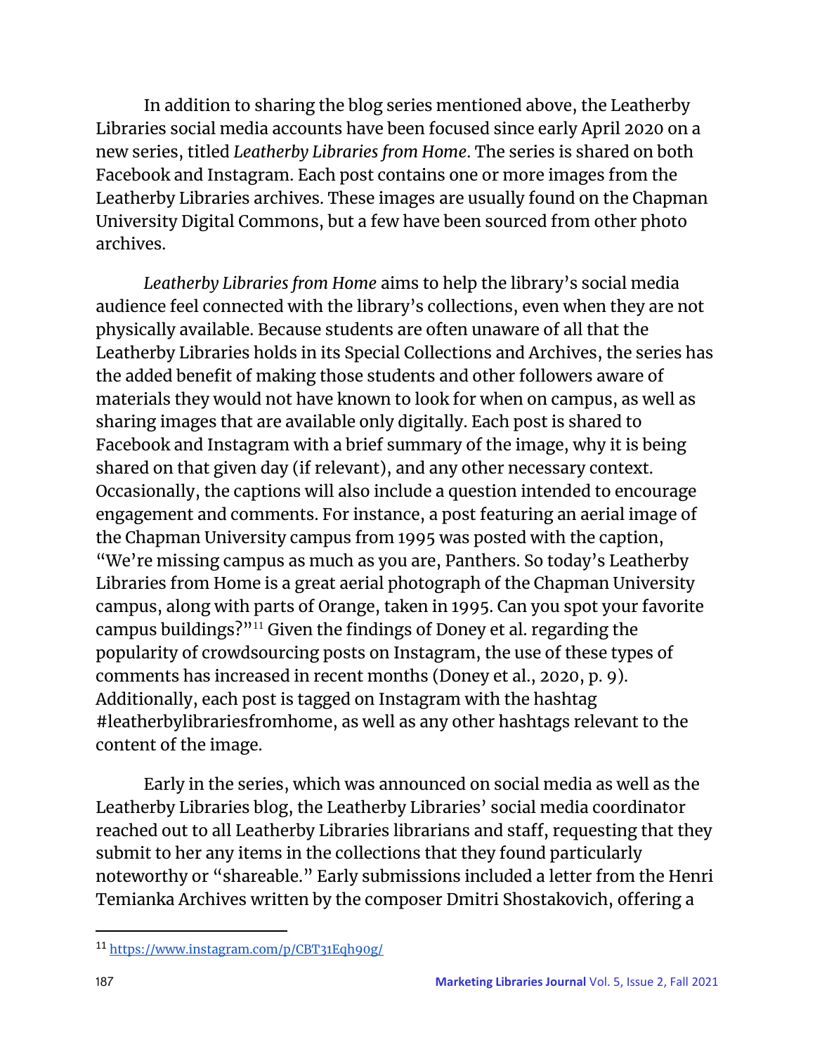In addition to sharing the blog series mentioned above, the Leatherby Libraries social media accounts have been focused since early April 2020 on a new series, titled *Leatherby Libraries from Home*. The series is shared on both Facebook and Instagram. Each post contains one or more images from the Leatherby Libraries archives. These images are usually found on the Chapman University Digital Commons, but a few have been sourced from other photo archives.

*Leatherby Libraries from Home* aims to help the library's social media audience feel connected with the library's collections, even when they are not physically available. Because students are often unaware of all that the Leatherby Libraries holds in its Special Collections and Archives, the series has the added benefit of making those students and other followers aware of materials they would not have known to look for when on campus, as well as sharing images that are available only digitally. Each post is shared to Facebook and Instagram with a brief summary of the image, why it is being shared on that given day (if relevant), and any other necessary context. Occasionally, the captions will also include a question intended to encourage engagement and comments. For instance, a post featuring an aerial image of the Chapman University campus from 1995 was posted with the caption, "We're missing campus as much as you are, Panthers. So today's Leatherby Libraries from Home is a great aerial photograph of the Chapman University campus, along with parts of Orange, taken in 1995. Can you spot your favorite campus buildings?"[11] Given the findings of Doney et al. regarding the popularity of crowdsourcing posts on Instagram, the use of these types of comments has increased in recent months (Doney et al., 2020, p. 9). Additionally, each post is tagged on Instagram with the hashtag #leatherbylibrariesfromhome, as well as any other hashtags relevant to the content of the image.

Early in the series, which was announced on social media as well as the Leatherby Libraries blog, the Leatherby Libraries' social media coordinator reached out to all Leatherby Libraries librarians and staff, requesting that they submit to her any items in the collections that they found particularly noteworthy or "shareable." Early submissions included a letter from the Henri Temianka Archives written by the composer Dmitri Shostakovich, offering a

---

[11] https://www.instagram.com/p/CBT31Eqh90g/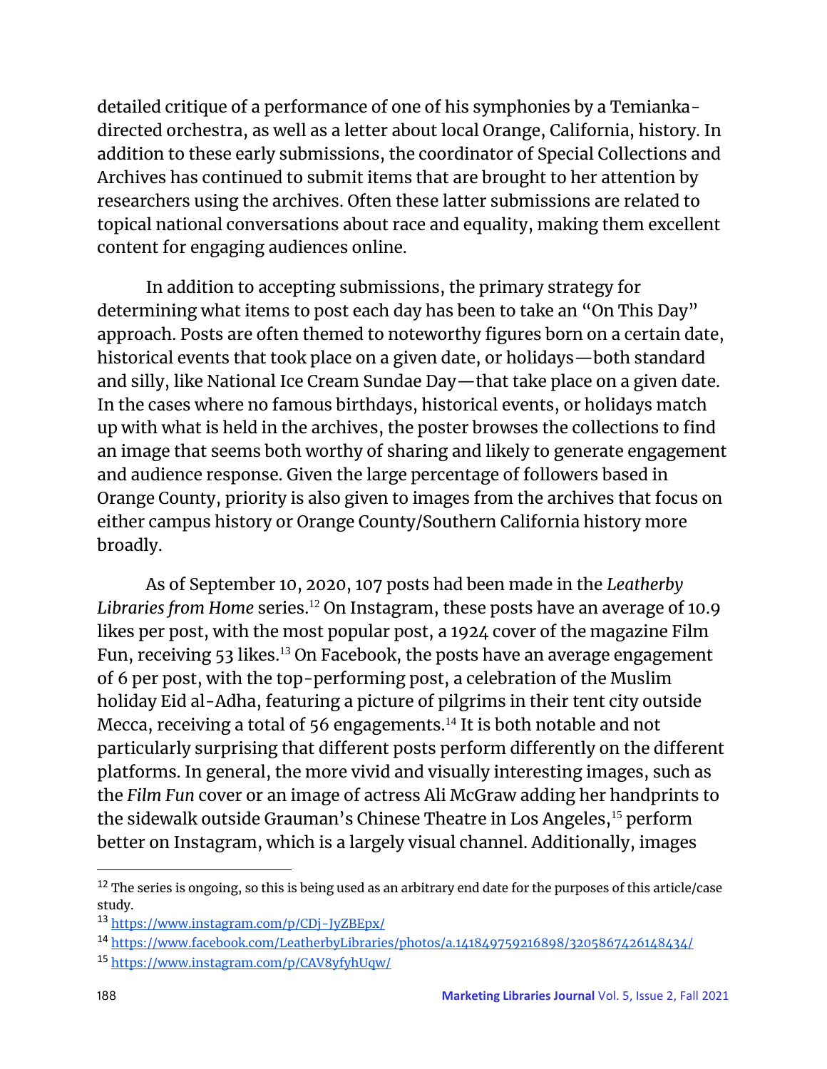detailed critique of a performance of one of his symphonies by a Temianka-directed orchestra, as well as a letter about local Orange, California, history. In addition to these early submissions, the coordinator of Special Collections and Archives has continued to submit items that are brought to her attention by researchers using the archives. Often these latter submissions are related to topical national conversations about race and equality, making them excellent content for engaging audiences online.

In addition to accepting submissions, the primary strategy for determining what items to post each day has been to take an "On This Day" approach. Posts are often themed to noteworthy figures born on a certain date, historical events that took place on a given date, or holidays—both standard and silly, like National Ice Cream Sundae Day—that take place on a given date. In the cases where no famous birthdays, historical events, or holidays match up with what is held in the archives, the poster browses the collections to find an image that seems both worthy of sharing and likely to generate engagement and audience response. Given the large percentage of followers based in Orange County, priority is also given to images from the archives that focus on either campus history or Orange County/Southern California history more broadly.

As of September 10, 2020, 107 posts had been made in the *Leatherby Libraries from Home* series.[12] On Instagram, these posts have an average of 10.9 likes per post, with the most popular post, a 1924 cover of the magazine Film Fun, receiving 53 likes.[13] On Facebook, the posts have an average engagement of 6 per post, with the top-performing post, a celebration of the Muslim holiday Eid al-Adha, featuring a picture of pilgrims in their tent city outside Mecca, receiving a total of 56 engagements.[14] It is both notable and not particularly surprising that different posts perform differently on the different platforms. In general, the more vivid and visually interesting images, such as the *Film Fun* cover or an image of actress Ali McGraw adding her handprints to the sidewalk outside Grauman's Chinese Theatre in Los Angeles,[15] perform better on Instagram, which is a largely visual channel. Additionally, images

---

[12] The series is ongoing, so this is being used as an arbitrary end date for the purposes of this article/case study.

[13] https://www.instagram.com/p/CDj-JyZBEpx/

[14] https://www.facebook.com/LeatherbyLibraries/photos/a.141849759216898/3205867426148434/

[15] https://www.instagram.com/p/CAV8yfyhUqw/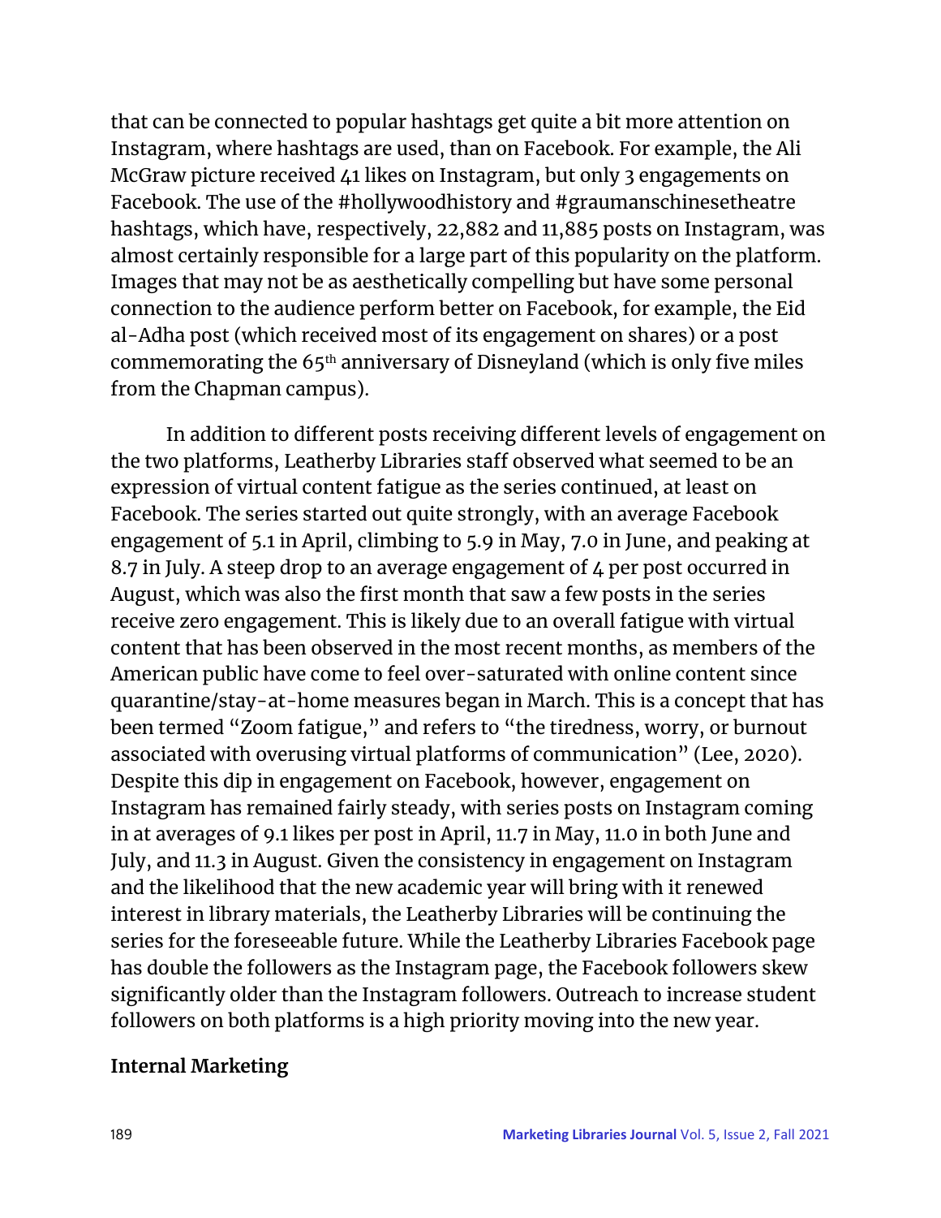that can be connected to popular hashtags get quite a bit more attention on Instagram, where hashtags are used, than on Facebook. For example, the Ali McGraw picture received 41 likes on Instagram, but only 3 engagements on Facebook. The use of the #hollywoodhistory and #graumanschinesetheatre hashtags, which have, respectively, 22,882 and 11,885 posts on Instagram, was almost certainly responsible for a large part of this popularity on the platform. Images that may not be as aesthetically compelling but have some personal connection to the audience perform better on Facebook, for example, the Eid al-Adha post (which received most of its engagement on shares) or a post commemorating the 65th anniversary of Disneyland (which is only five miles from the Chapman campus).

In addition to different posts receiving different levels of engagement on the two platforms, Leatherby Libraries staff observed what seemed to be an expression of virtual content fatigue as the series continued, at least on Facebook. The series started out quite strongly, with an average Facebook engagement of 5.1 in April, climbing to 5.9 in May, 7.0 in June, and peaking at 8.7 in July. A steep drop to an average engagement of 4 per post occurred in August, which was also the first month that saw a few posts in the series receive zero engagement. This is likely due to an overall fatigue with virtual content that has been observed in the most recent months, as members of the American public have come to feel over-saturated with online content since quarantine/stay-at-home measures began in March. This is a concept that has been termed "Zoom fatigue," and refers to "the tiredness, worry, or burnout associated with overusing virtual platforms of communication" (Lee, 2020). Despite this dip in engagement on Facebook, however, engagement on Instagram has remained fairly steady, with series posts on Instagram coming in at averages of 9.1 likes per post in April, 11.7 in May, 11.0 in both June and July, and 11.3 in August. Given the consistency in engagement on Instagram and the likelihood that the new academic year will bring with it renewed interest in library materials, the Leatherby Libraries will be continuing the series for the foreseeable future. While the Leatherby Libraries Facebook page has double the followers as the Instagram page, the Facebook followers skew significantly older than the Instagram followers. Outreach to increase student followers on both platforms is a high priority moving into the new year.

**Internal Marketing**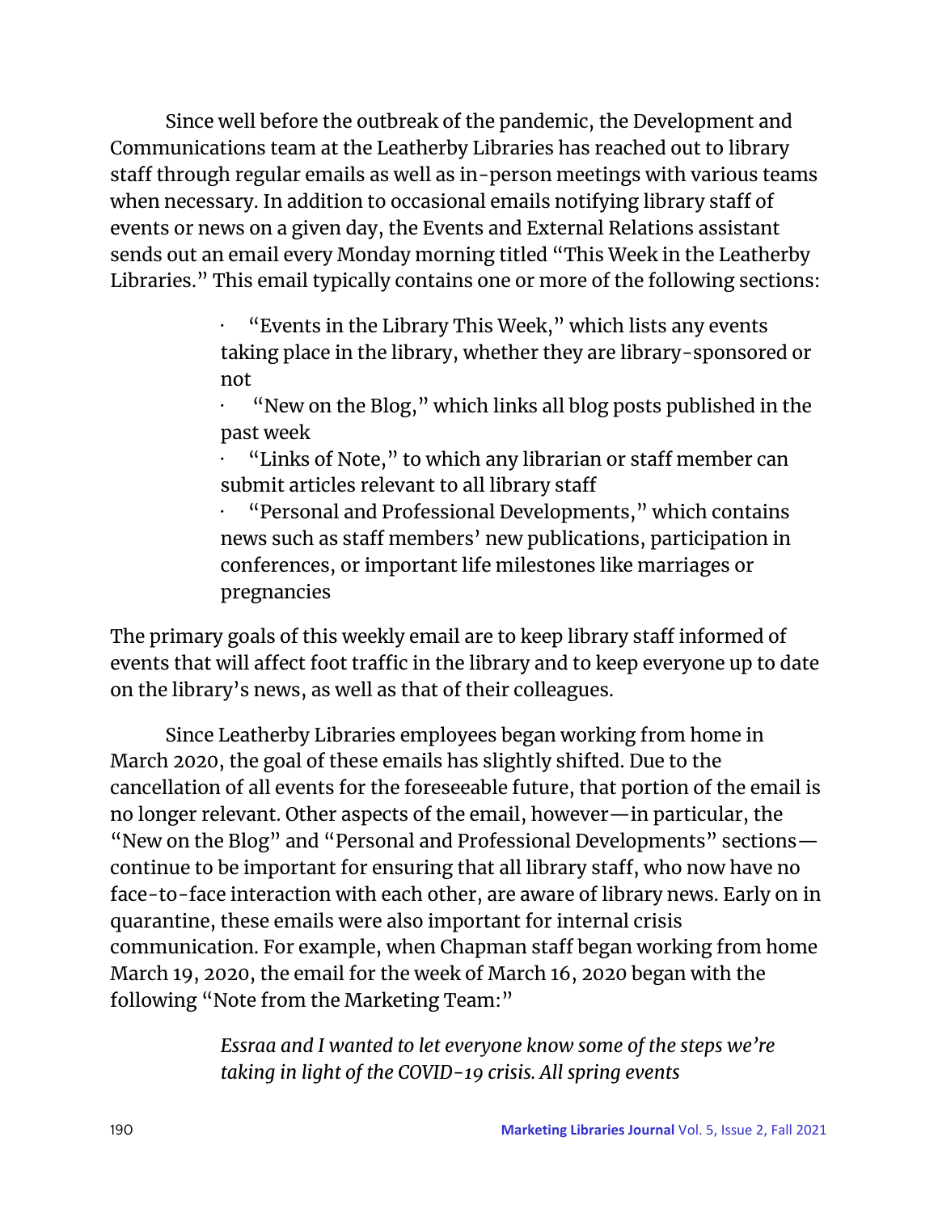Since well before the outbreak of the pandemic, the Development and Communications team at the Leatherby Libraries has reached out to library staff through regular emails as well as in-person meetings with various teams when necessary. In addition to occasional emails notifying library staff of events or news on a given day, the Events and External Relations assistant sends out an email every Monday morning titled "This Week in the Leatherby Libraries." This email typically contains one or more of the following sections:

- "Events in the Library This Week," which lists any events taking place in the library, whether they are library-sponsored or not
- "New on the Blog," which links all blog posts published in the past week
- "Links of Note," to which any librarian or staff member can submit articles relevant to all library staff
- "Personal and Professional Developments," which contains news such as staff members' new publications, participation in conferences, or important life milestones like marriages or pregnancies

The primary goals of this weekly email are to keep library staff informed of events that will affect foot traffic in the library and to keep everyone up to date on the library's news, as well as that of their colleagues.

Since Leatherby Libraries employees began working from home in March 2020, the goal of these emails has slightly shifted. Due to the cancellation of all events for the foreseeable future, that portion of the email is no longer relevant. Other aspects of the email, however—in particular, the "New on the Blog" and "Personal and Professional Developments" sections—continue to be important for ensuring that all library staff, who now have no face-to-face interaction with each other, are aware of library news. Early on in quarantine, these emails were also important for internal crisis communication. For example, when Chapman staff began working from home March 19, 2020, the email for the week of March 16, 2020 began with the following "Note from the Marketing Team:"

> *Essraa and I wanted to let everyone know some of the steps we're taking in light of the COVID-19 crisis. All spring events*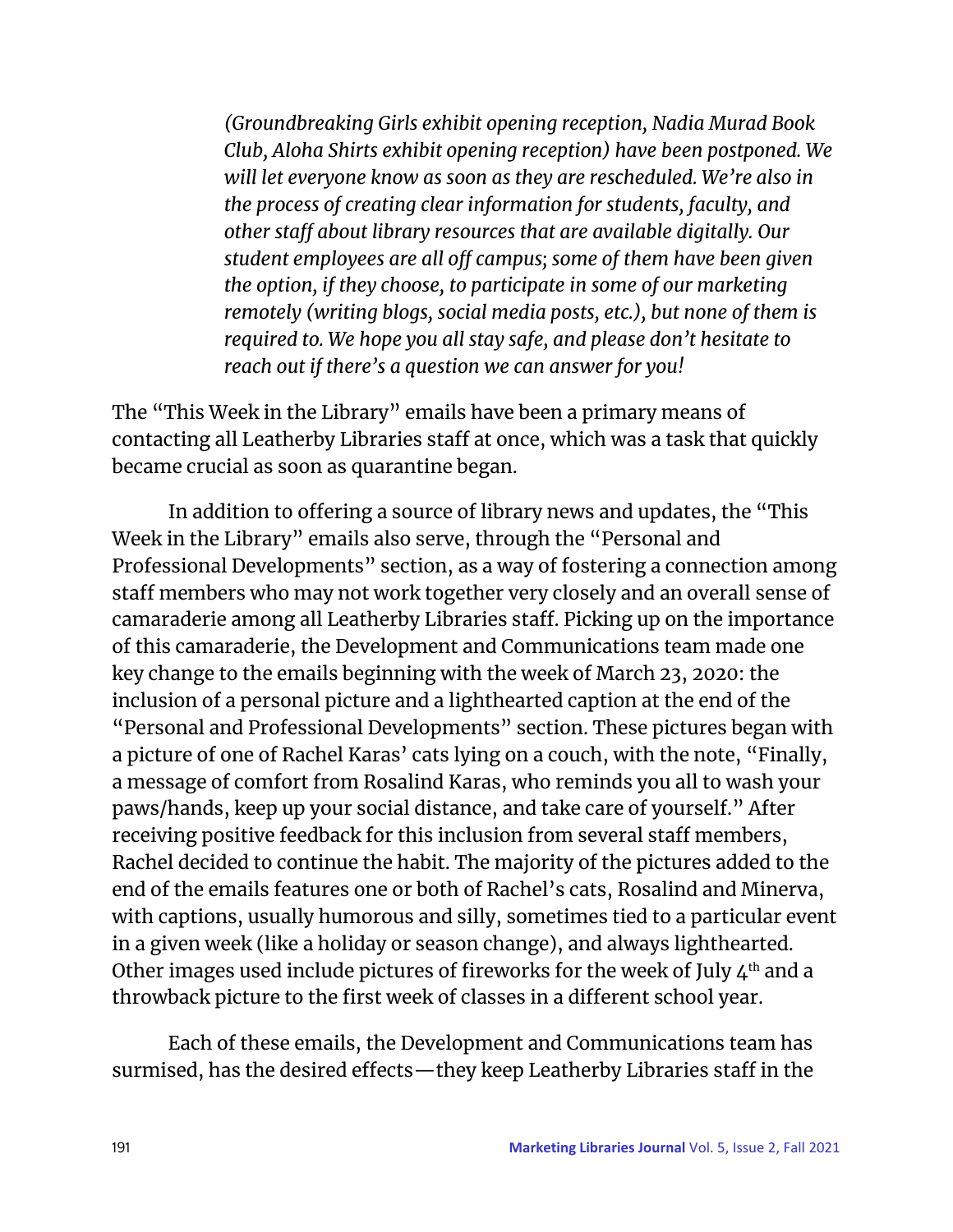*(Groundbreaking Girls exhibit opening reception, Nadia Murad Book Club, Aloha Shirts exhibit opening reception) have been postponed. We will let everyone know as soon as they are rescheduled. We're also in the process of creating clear information for students, faculty, and other staff about library resources that are available digitally. Our student employees are all off campus; some of them have been given the option, if they choose, to participate in some of our marketing remotely (writing blogs, social media posts, etc.), but none of them is required to. We hope you all stay safe, and please don't hesitate to reach out if there's a question we can answer for you!*

The "This Week in the Library" emails have been a primary means of contacting all Leatherby Libraries staff at once, which was a task that quickly became crucial as soon as quarantine began.

In addition to offering a source of library news and updates, the "This Week in the Library" emails also serve, through the "Personal and Professional Developments" section, as a way of fostering a connection among staff members who may not work together very closely and an overall sense of camaraderie among all Leatherby Libraries staff. Picking up on the importance of this camaraderie, the Development and Communications team made one key change to the emails beginning with the week of March 23, 2020: the inclusion of a personal picture and a lighthearted caption at the end of the "Personal and Professional Developments" section. These pictures began with a picture of one of Rachel Karas' cats lying on a couch, with the note, "Finally, a message of comfort from Rosalind Karas, who reminds you all to wash your paws/hands, keep up your social distance, and take care of yourself." After receiving positive feedback for this inclusion from several staff members, Rachel decided to continue the habit. The majority of the pictures added to the end of the emails features one or both of Rachel's cats, Rosalind and Minerva, with captions, usually humorous and silly, sometimes tied to a particular event in a given week (like a holiday or season change), and always lighthearted. Other images used include pictures of fireworks for the week of July 4th and a throwback picture to the first week of classes in a different school year.

Each of these emails, the Development and Communications team has surmised, has the desired effects—they keep Leatherby Libraries staff in the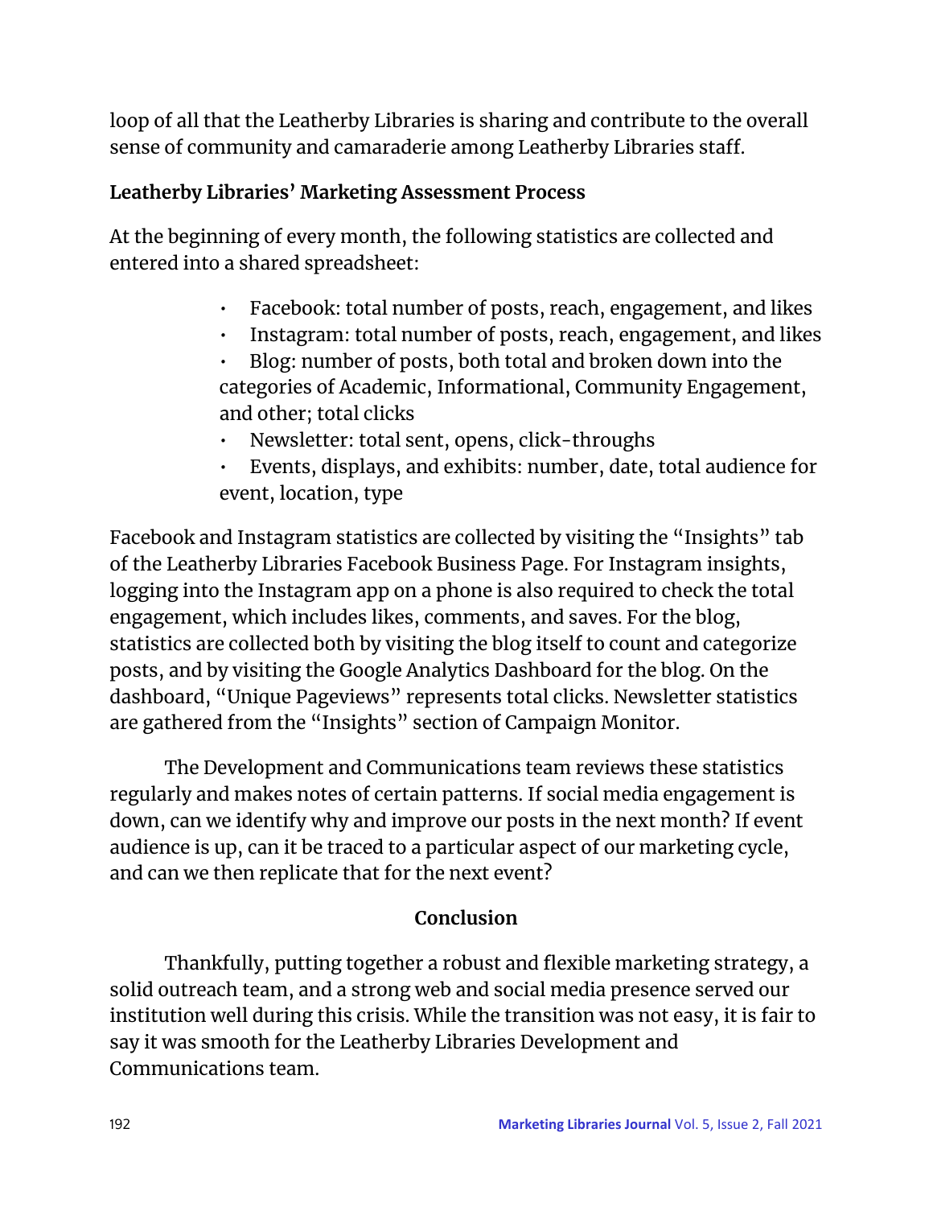loop of all that the Leatherby Libraries is sharing and contribute to the overall sense of community and camaraderie among Leatherby Libraries staff.

**Leatherby Libraries' Marketing Assessment Process**

At the beginning of every month, the following statistics are collected and entered into a shared spreadsheet:

- Facebook: total number of posts, reach, engagement, and likes
- Instagram: total number of posts, reach, engagement, and likes
- Blog: number of posts, both total and broken down into the categories of Academic, Informational, Community Engagement, and other; total clicks
- Newsletter: total sent, opens, click-throughs
- Events, displays, and exhibits: number, date, total audience for event, location, type

Facebook and Instagram statistics are collected by visiting the "Insights" tab of the Leatherby Libraries Facebook Business Page. For Instagram insights, logging into the Instagram app on a phone is also required to check the total engagement, which includes likes, comments, and saves. For the blog, statistics are collected both by visiting the blog itself to count and categorize posts, and by visiting the Google Analytics Dashboard for the blog. On the dashboard, "Unique Pageviews" represents total clicks. Newsletter statistics are gathered from the "Insights" section of Campaign Monitor.

The Development and Communications team reviews these statistics regularly and makes notes of certain patterns. If social media engagement is down, can we identify why and improve our posts in the next month? If event audience is up, can it be traced to a particular aspect of our marketing cycle, and can we then replicate that for the next event?

## Conclusion

Thankfully, putting together a robust and flexible marketing strategy, a solid outreach team, and a strong web and social media presence served our institution well during this crisis. While the transition was not easy, it is fair to say it was smooth for the Leatherby Libraries Development and Communications team.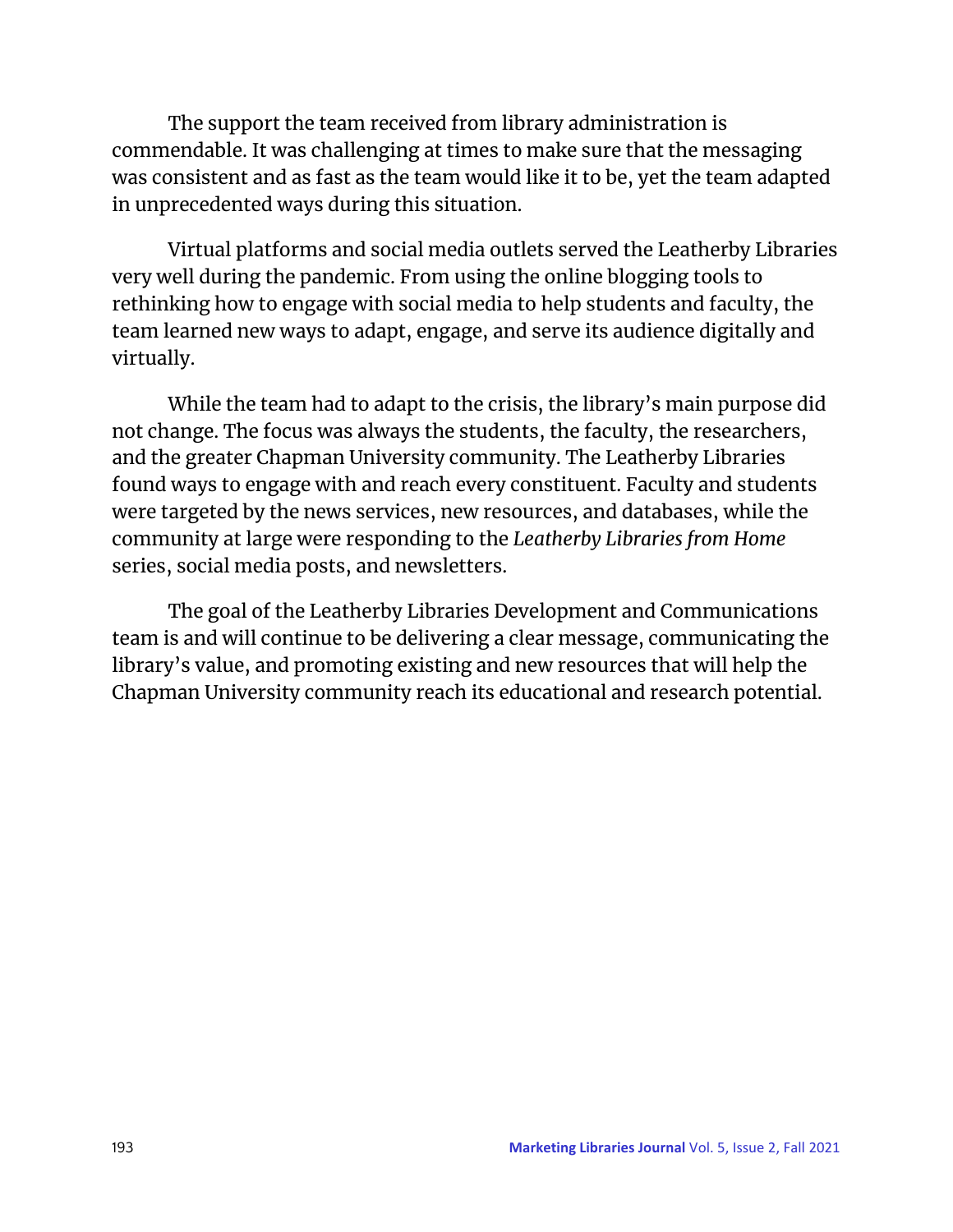The support the team received from library administration is commendable. It was challenging at times to make sure that the messaging was consistent and as fast as the team would like it to be, yet the team adapted in unprecedented ways during this situation.

Virtual platforms and social media outlets served the Leatherby Libraries very well during the pandemic. From using the online blogging tools to rethinking how to engage with social media to help students and faculty, the team learned new ways to adapt, engage, and serve its audience digitally and virtually.

While the team had to adapt to the crisis, the library's main purpose did not change. The focus was always the students, the faculty, the researchers, and the greater Chapman University community. The Leatherby Libraries found ways to engage with and reach every constituent. Faculty and students were targeted by the news services, new resources, and databases, while the community at large were responding to the *Leatherby Libraries from Home* series, social media posts, and newsletters.

The goal of the Leatherby Libraries Development and Communications team is and will continue to be delivering a clear message, communicating the library's value, and promoting existing and new resources that will help the Chapman University community reach its educational and research potential.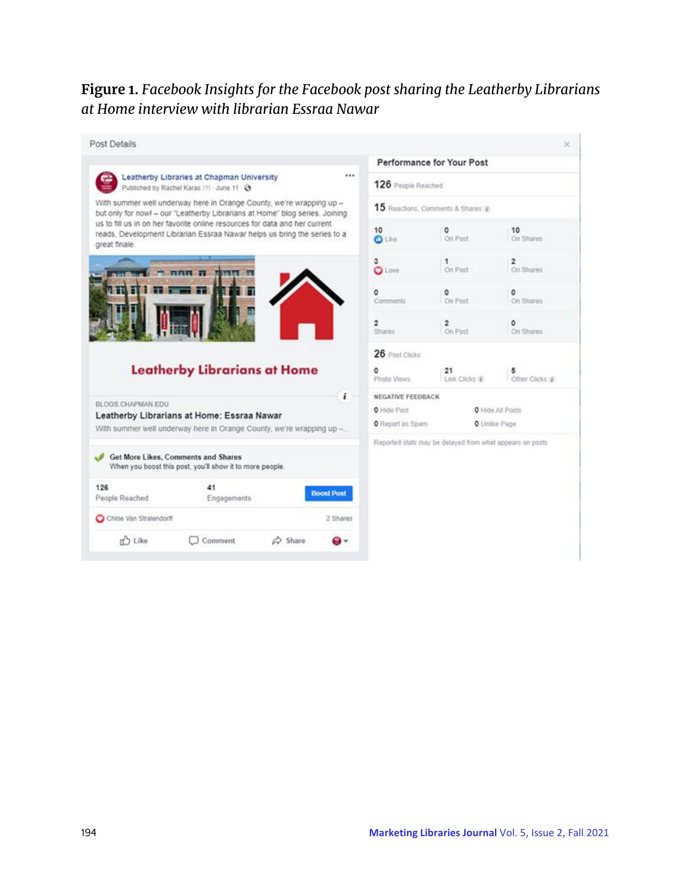**Figure 1.** *Facebook Insights for the Facebook post sharing the Leatherby Librarians at Home interview with librarian Essraa Nawar*

Post Details

Leatherby Libraries at Chapman University
Published by Rachel Karas [?] · June 11 ·

With summer well underway here in Orange County, we're wrapping up – but only for now! – our "Leatherby Librarians at Home" blog series. Joining us to fill us in on her favorite online resources for data and her current reads, Development Librarian Essraa Nawar helps us bring the series to a great finale.

Leatherby Librarians at Home

BLOGS.CHAPMAN.EDU
Leatherby Librarians at Home: Essraa Nawar
With summer well underway here in Orange County, we're wrapping up –...

Get More Likes, Comments and Shares
When you boost this post, you'll show it to more people.

126 People Reached | 41 Engagements | Boost Post

Chloe Van Stralendorff | 2 Shares

Like | Comment | Share

Performance for Your Post

126 People Reached

15 Reactions, Comments & Shares

| | | |
|---|---|---|
| 10 Like | 0 On Post | 10 On Shares |
| 3 Love | 1 On Post | 2 On Shares |
| 0 Comments | 0 On Post | 0 On Shares |
| 2 Shares | 2 On Post | 0 On Shares |

26 Post Clicks

| | | |
|---|---|---|
| 0 Photo Views | 21 Link Clicks | 5 Other Clicks |

NEGATIVE FEEDBACK

| | |
|---|---|
| 0 Hide Post | 0 Hide All Posts |
| 0 Report as Spam | 0 Unlike Page |

Reported stats may be delayed from what appears on posts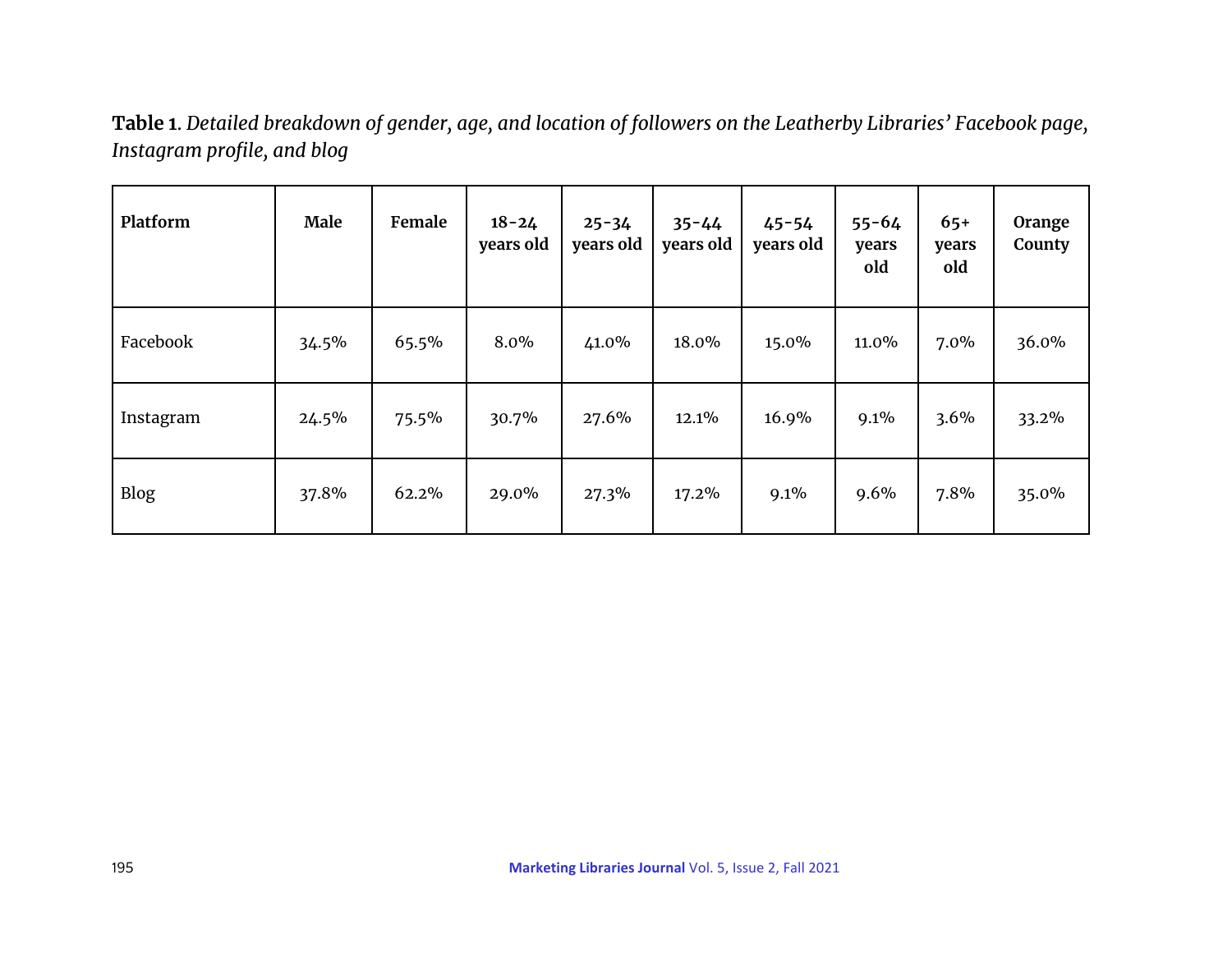**Table 1**. *Detailed breakdown of gender, age, and location of followers on the Leatherby Libraries' Facebook page, Instagram profile, and blog*

| Platform | Male | Female | 18-24 years old | 25-34 years old | 35-44 years old | 45-54 years old | 55-64 years old | 65+ years old | Orange County |
|---|---|---|---|---|---|---|---|---|---|
| Facebook | 34.5% | 65.5% | 8.0% | 41.0% | 18.0% | 15.0% | 11.0% | 7.0% | 36.0% |
| Instagram | 24.5% | 75.5% | 30.7% | 27.6% | 12.1% | 16.9% | 9.1% | 3.6% | 33.2% |
| Blog | 37.8% | 62.2% | 29.0% | 27.3% | 17.2% | 9.1% | 9.6% | 7.8% | 35.0% |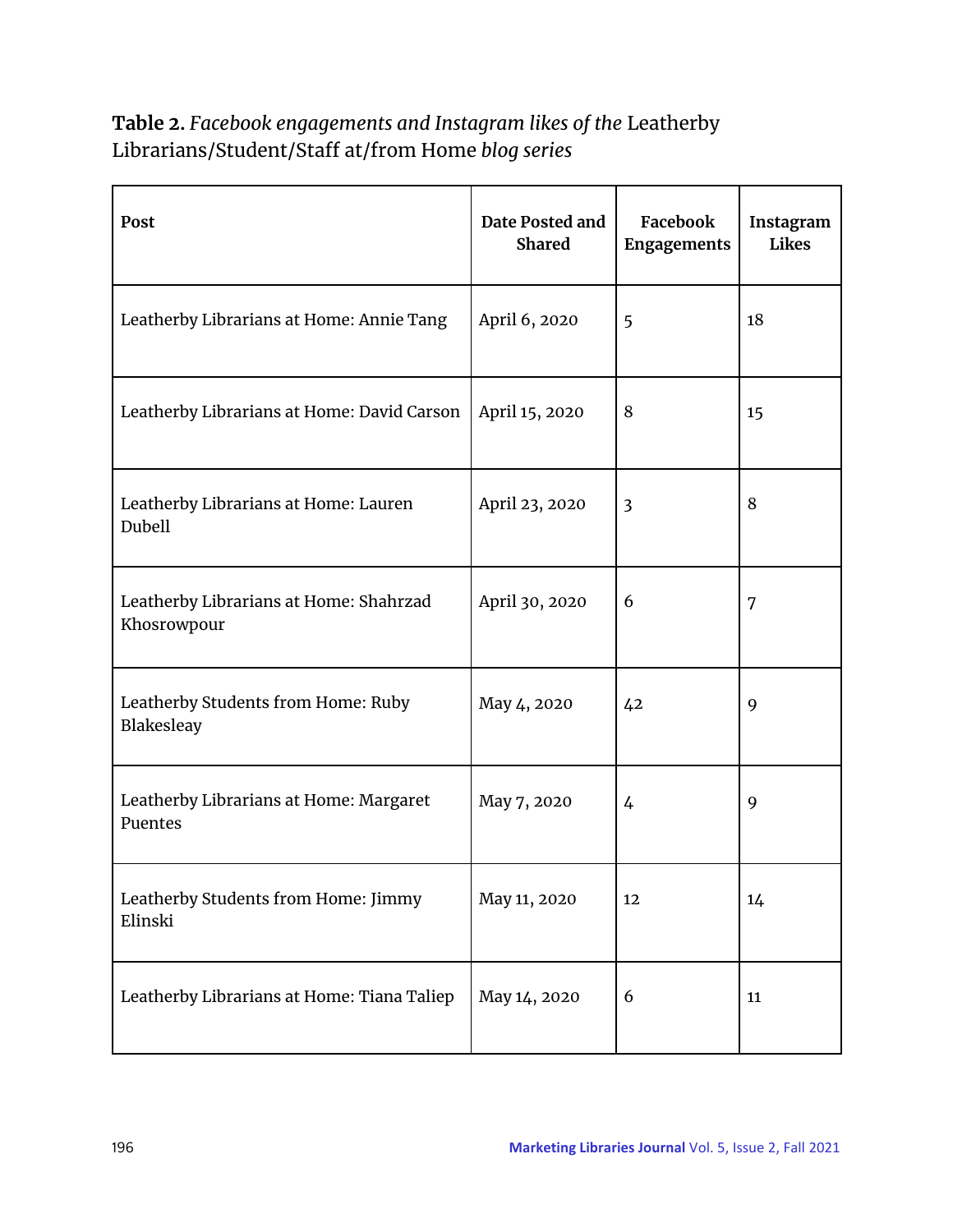**Table 2.** *Facebook engagements and Instagram likes of the* Leatherby Librarians/Student/Staff at/from Home *blog series*

| Post | Date Posted and Shared | Facebook Engagements | Instagram Likes |
|---|---|---|---|
| Leatherby Librarians at Home: Annie Tang | April 6, 2020 | 5 | 18 |
| Leatherby Librarians at Home: David Carson | April 15, 2020 | 8 | 15 |
| Leatherby Librarians at Home: Lauren Dubell | April 23, 2020 | 3 | 8 |
| Leatherby Librarians at Home: Shahrzad Khosrowpour | April 30, 2020 | 6 | 7 |
| Leatherby Students from Home: Ruby Blakesleay | May 4, 2020 | 42 | 9 |
| Leatherby Librarians at Home: Margaret Puentes | May 7, 2020 | 4 | 9 |
| Leatherby Students from Home: Jimmy Elinski | May 11, 2020 | 12 | 14 |
| Leatherby Librarians at Home: Tiana Taliep | May 14, 2020 | 6 | 11 |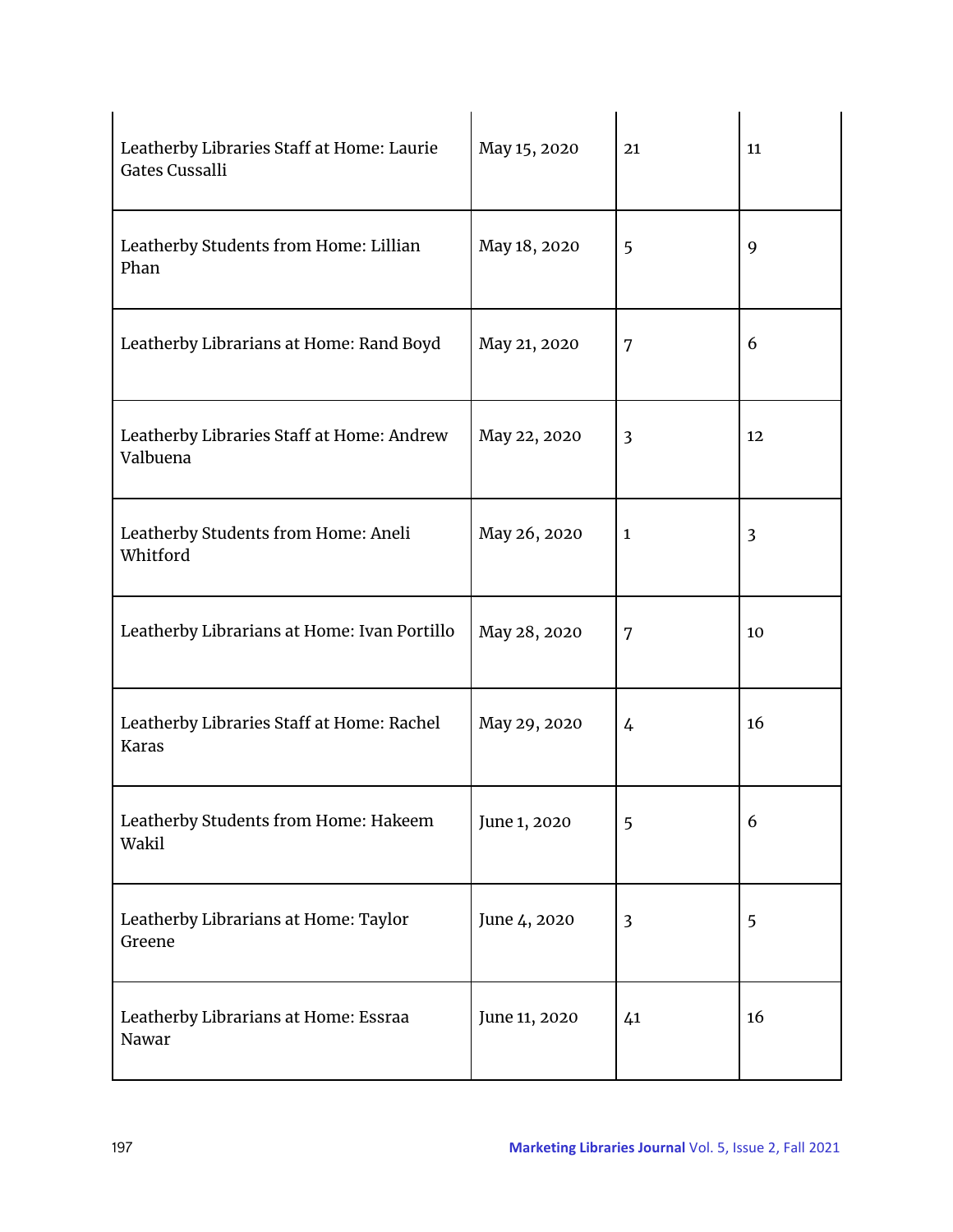| | | | |
|---|---|---|---|
| Leatherby Libraries Staff at Home: Laurie Gates Cussalli | May 15, 2020 | 21 | 11 |
| Leatherby Students from Home: Lillian Phan | May 18, 2020 | 5 | 9 |
| Leatherby Librarians at Home: Rand Boyd | May 21, 2020 | 7 | 6 |
| Leatherby Libraries Staff at Home: Andrew Valbuena | May 22, 2020 | 3 | 12 |
| Leatherby Students from Home: Aneli Whitford | May 26, 2020 | 1 | 3 |
| Leatherby Librarians at Home: Ivan Portillo | May 28, 2020 | 7 | 10 |
| Leatherby Libraries Staff at Home: Rachel Karas | May 29, 2020 | 4 | 16 |
| Leatherby Students from Home: Hakeem Wakil | June 1, 2020 | 5 | 6 |
| Leatherby Librarians at Home: Taylor Greene | June 4, 2020 | 3 | 5 |
| Leatherby Librarians at Home: Essraa Nawar | June 11, 2020 | 41 | 16 |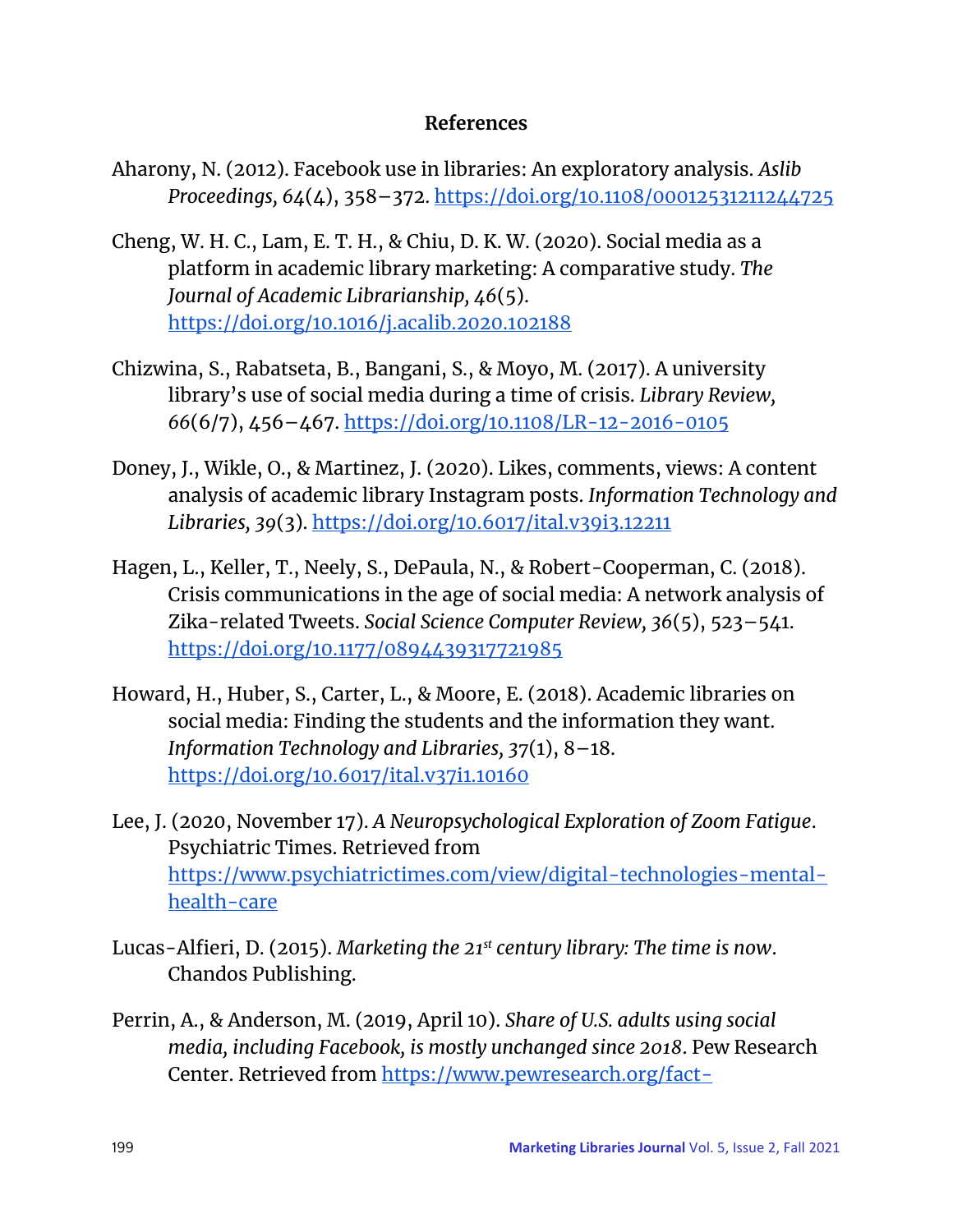## References

Aharony, N. (2012). Facebook use in libraries: An exploratory analysis. *Aslib Proceedings, 64*(4), 358–372. https://doi.org/10.1108/00012531211244725

Cheng, W. H. C., Lam, E. T. H., & Chiu, D. K. W. (2020). Social media as a platform in academic library marketing: A comparative study. *The Journal of Academic Librarianship, 46*(5). https://doi.org/10.1016/j.acalib.2020.102188

Chizwina, S., Rabatseta, B., Bangani, S., & Moyo, M. (2017). A university library's use of social media during a time of crisis. *Library Review, 66*(6/7), 456–467. https://doi.org/10.1108/LR-12-2016-0105

Doney, J., Wikle, O., & Martinez, J. (2020). Likes, comments, views: A content analysis of academic library Instagram posts. *Information Technology and Libraries, 39*(3). https://doi.org/10.6017/ital.v39i3.12211

Hagen, L., Keller, T., Neely, S., DePaula, N., & Robert-Cooperman, C. (2018). Crisis communications in the age of social media: A network analysis of Zika-related Tweets. *Social Science Computer Review, 36*(5), 523–541. https://doi.org/10.1177/0894439317721985

Howard, H., Huber, S., Carter, L., & Moore, E. (2018). Academic libraries on social media: Finding the students and the information they want. *Information Technology and Libraries, 37*(1), 8–18. https://doi.org/10.6017/ital.v37i1.10160

Lee, J. (2020, November 17). *A Neuropsychological Exploration of Zoom Fatigue*. Psychiatric Times. Retrieved from https://www.psychiatrictimes.com/view/digital-technologies-mental-health-care

Lucas-Alfieri, D. (2015). *Marketing the 21st century library: The time is now*. Chandos Publishing.

Perrin, A., & Anderson, M. (2019, April 10). *Share of U.S. adults using social media, including Facebook, is mostly unchanged since 2018*. Pew Research Center. Retrieved from https://www.pewresearch.org/fact-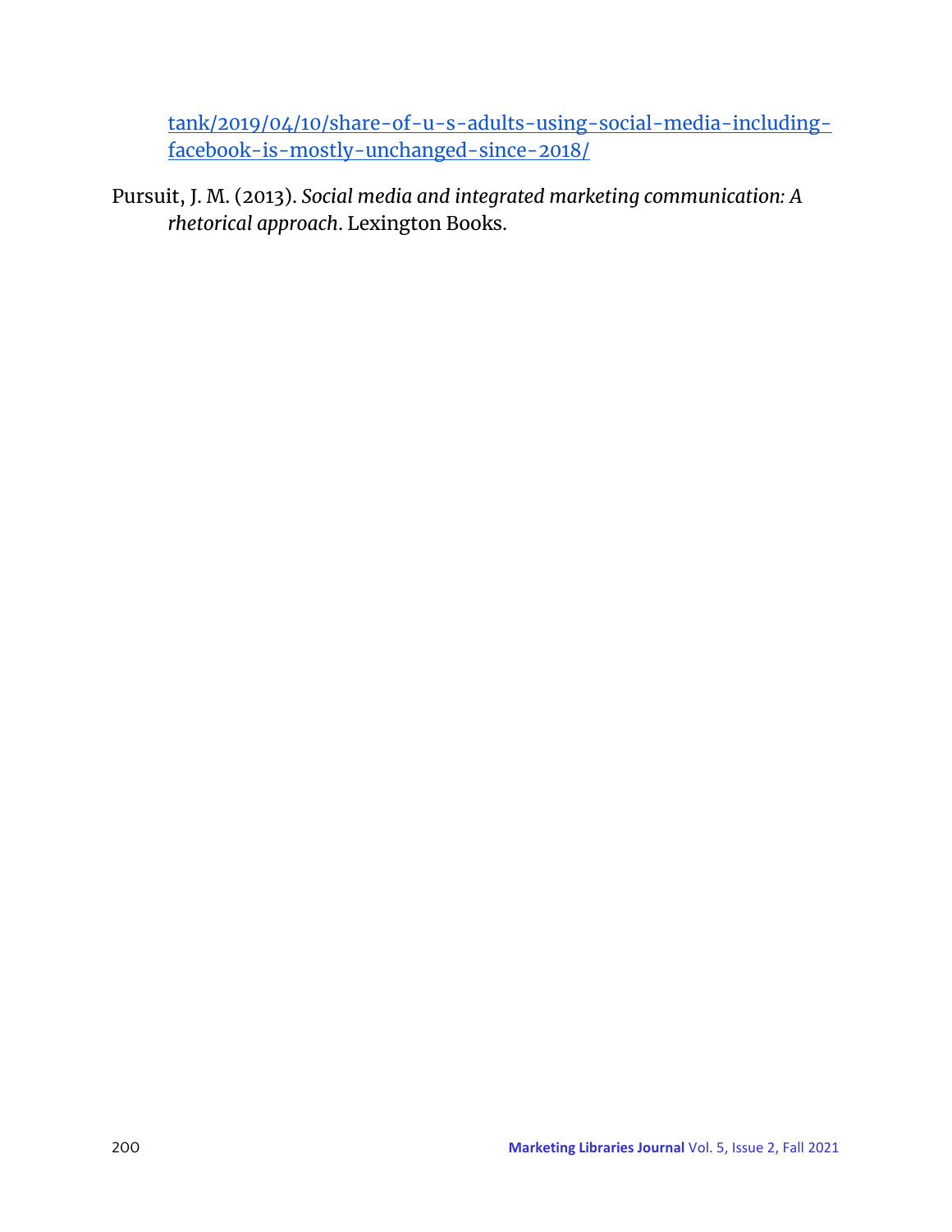tank/2019/04/10/share-of-u-s-adults-using-social-media-including-facebook-is-mostly-unchanged-since-2018/

Pursuit, J. M. (2013). *Social media and integrated marketing communication: A rhetorical approach*. Lexington Books.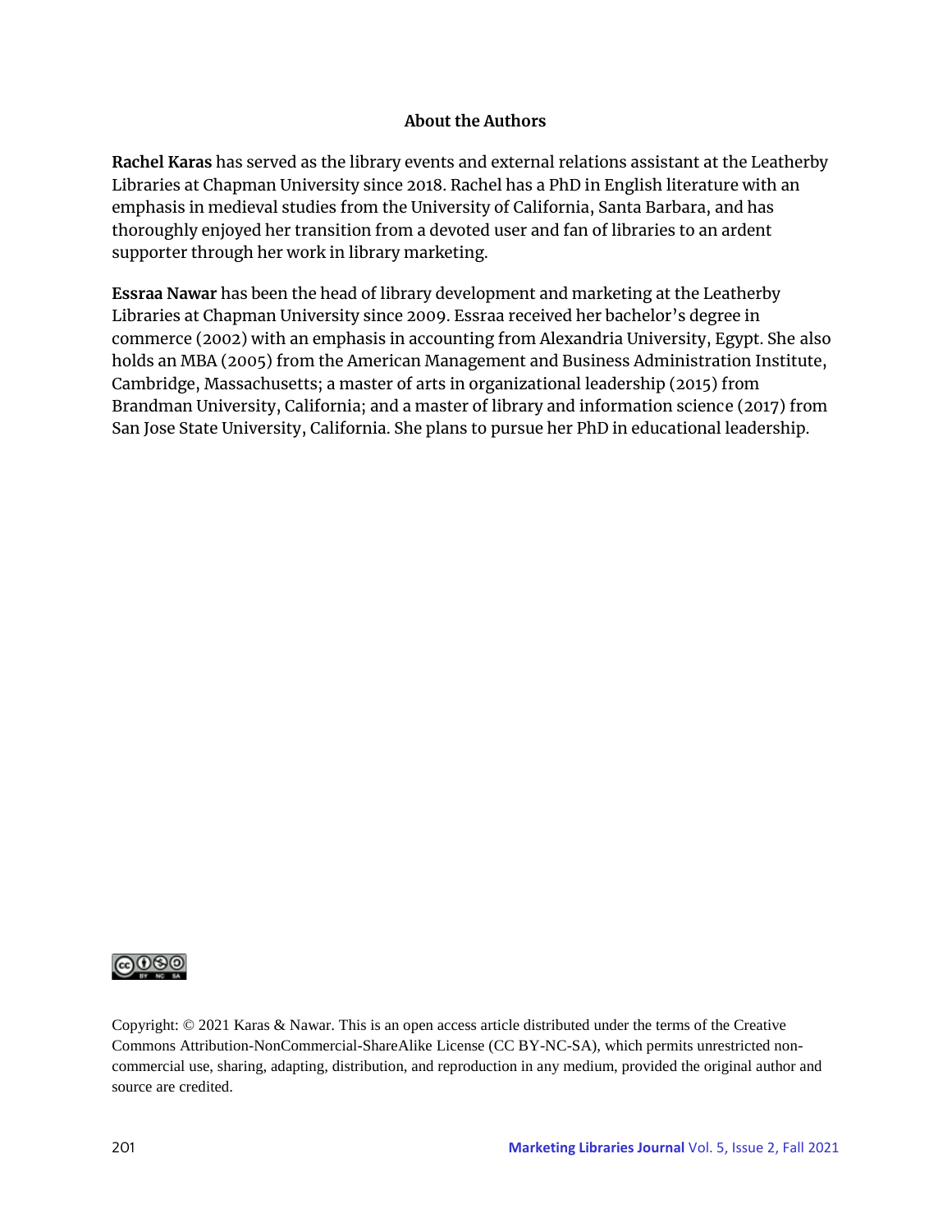## About the Authors

**Rachel Karas** has served as the library events and external relations assistant at the Leatherby Libraries at Chapman University since 2018. Rachel has a PhD in English literature with an emphasis in medieval studies from the University of California, Santa Barbara, and has thoroughly enjoyed her transition from a devoted user and fan of libraries to an ardent supporter through her work in library marketing.

**Essraa Nawar** has been the head of library development and marketing at the Leatherby Libraries at Chapman University since 2009. Essraa received her bachelor's degree in commerce (2002) with an emphasis in accounting from Alexandria University, Egypt. She also holds an MBA (2005) from the American Management and Business Administration Institute, Cambridge, Massachusetts; a master of arts in organizational leadership (2015) from Brandman University, California; and a master of library and information science (2017) from San Jose State University, California. She plans to pursue her PhD in educational leadership.

Copyright: © 2021 Karas & Nawar. This is an open access article distributed under the terms of the Creative Commons Attribution-NonCommercial-ShareAlike License (CC BY-NC-SA), which permits unrestricted non-commercial use, sharing, adapting, distribution, and reproduction in any medium, provided the original author and source are credited.